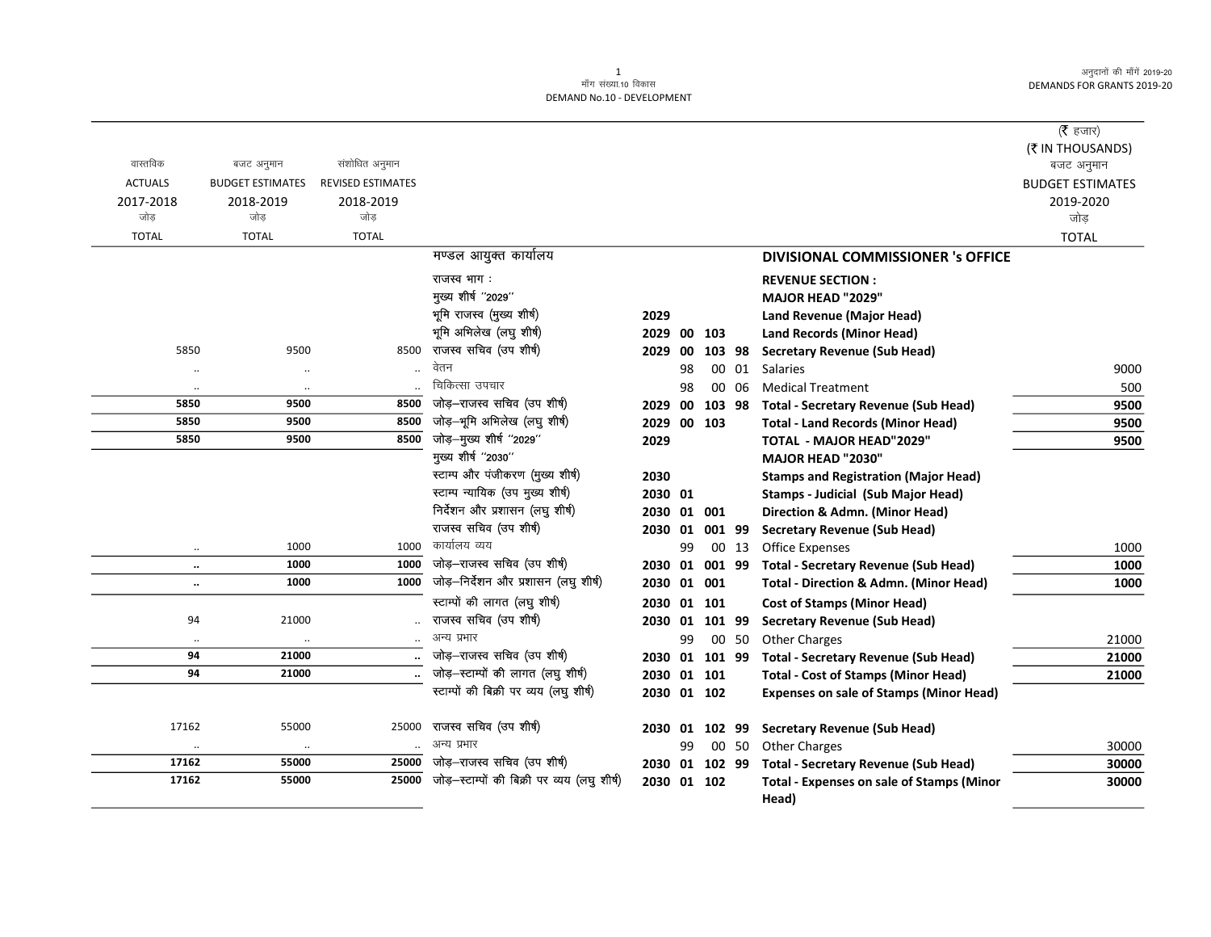मॉंग संख्या.10 विकास
DEMAND No.10 - DEVELOPMENT

अनुदानों की मॉंगें 2019-20
DEMANDS FOR GRANTS 2019-20

(₹ हजार)
(₹ IN THOUSANDS)

| वास्तविक ACTUALS 2017-2018 जोड़ TOTAL | बजट अनुमान BUDGET ESTIMATES 2018-2019 जोड़ TOTAL | संशोधित अनुमान REVISED ESTIMATES 2018-2019 जोड़ TOTAL | | | | | | | बजट अनुमान BUDGET ESTIMATES 2019-2020 जोड़ TOTAL |
|---|---|---|---|---|---|---|---|---|---|
| | | | मण्डल आयुक्त कार्यालय | | | | | **DIVISIONAL COMMISSIONER 's OFFICE** | |
| | | | राजस्व भाग : | | | | | **REVENUE SECTION :** | |
| | | | मुख्य शीर्ष ''2029'' | | | | | **MAJOR HEAD "2029"** | |
| | | | भूमि राजस्व (मुख्य शीर्ष) | 2029 | | | | **Land Revenue (Major Head)** | |
| | | | भूमि अभिलेख (लघु शीर्ष) | 2029 | 00 | 103 | | **Land Records (Minor Head)** | |
| 5850 | 9500 | 8500 | राजस्व सचिव (उप शीर्ष) | 2029 | 00 | 103 | 98 | **Secretary Revenue (Sub Head)** | |
| .. | .. | .. | वेतन | | 98 | 00 | 01 | Salaries | 9000 |
| .. | .. | .. | चिकित्सा उपचार | | 98 | 00 | 06 | Medical Treatment | 500 |
| **5850** | **9500** | **8500** | जोड़–राजस्व सचिव (उप शीर्ष) | 2029 | 00 | 103 | 98 | **Total - Secretary Revenue (Sub Head)** | **9500** |
| **5850** | **9500** | **8500** | जोड़–भूमि अभिलेख (लघु शीर्ष) | 2029 | 00 | 103 | | **Total - Land Records (Minor Head)** | **9500** |
| **5850** | **9500** | **8500** | जोड़–मुख्य शीर्ष ''2029'' | 2029 | | | | **TOTAL - MAJOR HEAD"2029"** | **9500** |
| | | | मुख्य शीर्ष ''2030'' | | | | | **MAJOR HEAD "2030"** | |
| | | | स्टाम्प और पंजीकरण (मुख्य शीर्ष) | 2030 | | | | **Stamps and Registration (Major Head)** | |
| | | | स्टाम्प न्यायिक (उप मुख्य शीर्ष) | 2030 | 01 | | | **Stamps - Judicial (Sub Major Head)** | |
| | | | निर्देशन और प्रशासन (लघु शीर्ष) | 2030 | 01 | 001 | | **Direction & Admn. (Minor Head)** | |
| | | | राजस्व सचिव (उप शीर्ष) | 2030 | 01 | 001 | 99 | **Secretary Revenue (Sub Head)** | |
| .. | 1000 | 1000 | कार्यालय व्यय | | 99 | 00 | 13 | Office Expenses | 1000 |
| **..** | **1000** | **1000** | जोड़–राजस्व सचिव (उप शीर्ष) | 2030 | 01 | 001 | 99 | **Total - Secretary Revenue (Sub Head)** | **1000** |
| **..** | **1000** | **1000** | जोड़–निर्देशन और प्रशासन (लघु शीर्ष) | 2030 | 01 | 001 | | **Total - Direction & Admn. (Minor Head)** | **1000** |
| | | | स्टाम्पों की लागत (लघु शीर्ष) | 2030 | 01 | 101 | | **Cost of Stamps (Minor Head)** | |
| 94 | 21000 | .. | राजस्व सचिव (उप शीर्ष) | 2030 | 01 | 101 | 99 | **Secretary Revenue (Sub Head)** | |
| .. | .. | .. | अन्य प्रभार | | 99 | 00 | 50 | Other Charges | 21000 |
| **94** | **21000** | **..** | जोड़–राजस्व सचिव (उप शीर्ष) | 2030 | 01 | 101 | 99 | **Total - Secretary Revenue (Sub Head)** | **21000** |
| **94** | **21000** | **..** | जोड़–स्टाम्पों की लागत (लघु शीर्ष) | 2030 | 01 | 101 | | **Total - Cost of Stamps (Minor Head)** | **21000** |
| | | | स्टाम्पों की बिक्री पर व्यय (लघु शीर्ष) | 2030 | 01 | 102 | | **Expenses on sale of Stamps (Minor Head)** | |
| 17162 | 55000 | 25000 | राजस्व सचिव (उप शीर्ष) | 2030 | 01 | 102 | 99 | **Secretary Revenue (Sub Head)** | |
| .. | .. | .. | अन्य प्रभार | | 99 | 00 | 50 | Other Charges | 30000 |
| **17162** | **55000** | **25000** | जोड़–राजस्व सचिव (उप शीर्ष) | 2030 | 01 | 102 | 99 | **Total - Secretary Revenue (Sub Head)** | **30000** |
| **17162** | **55000** | **25000** | जोड़–स्टाम्पों की बिक्री पर व्यय (लघु शीर्ष) | 2030 | 01 | 102 | | **Total - Expenses on sale of Stamps (Minor Head)** | **30000** |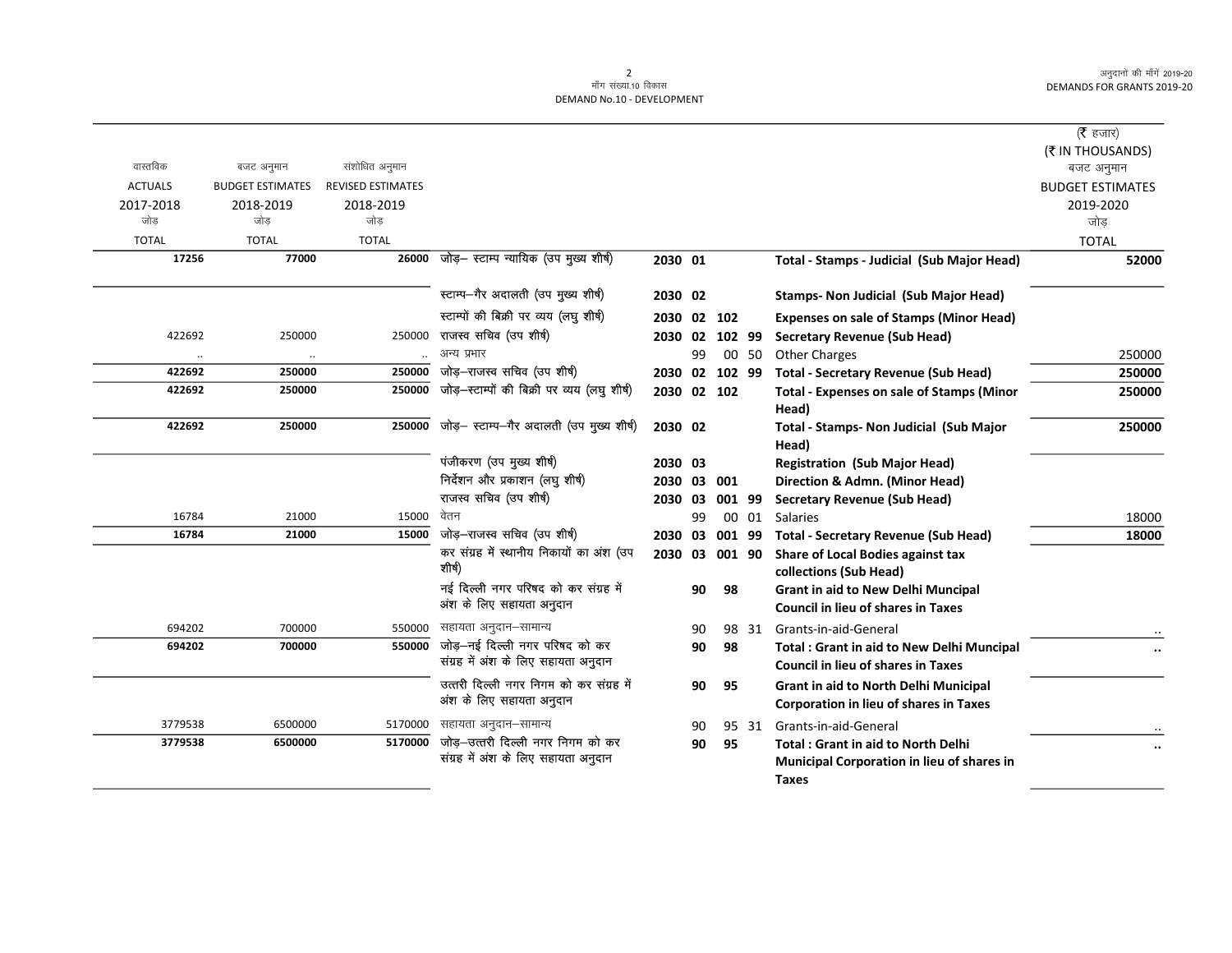मॉंग संख्या.10 विकास
DEMAND No.10 - DEVELOPMENT

| वास्तविक ACTUALS 2017-2018 जोड़ TOTAL | बजट अनुमान BUDGET ESTIMATES 2018-2019 जोड़ TOTAL | संशोधित अनुमान REVISED ESTIMATES 2018-2019 जोड़ TOTAL | | | | | | | (₹ हजार) (₹ IN THOUSANDS) बजट अनुमान BUDGET ESTIMATES 2019-2020 जोड़ TOTAL |
|---|---|---|---|---|---|---|---|---|---|
| **17256** | **77000** | **26000** | जोड़– स्टाम्प न्यायिक (उप मुख्य शीर्ष) | **2030** | **01** | | | **Total - Stamps - Judicial (Sub Major Head)** | **52000** |
| | | | स्टाम्प–गैर अदालती (उप मुख्य शीर्ष) | **2030** | **02** | | | **Stamps- Non Judicial (Sub Major Head)** | |
| | | | स्टाम्पों की बिक्री पर व्यय (लघु शीर्ष) | **2030** | **02** | **102** | | **Expenses on sale of Stamps (Minor Head)** | |
| 422692 | 250000 | 250000 | राजस्व सचिव (उप शीर्ष) | **2030** | **02** | **102** | **99** | **Secretary Revenue (Sub Head)** | |
| .. | .. | .. | अन्य प्रभार | | 99 | 00 | 50 | Other Charges | 250000 |
| **422692** | **250000** | **250000** | जोड़–राजस्व सचिव (उप शीर्ष) | **2030** | **02** | **102** | **99** | **Total - Secretary Revenue (Sub Head)** | **250000** |
| **422692** | **250000** | **250000** | जोड़–स्टाम्पों की बिक्री पर व्यय (लघु शीर्ष) | **2030** | **02** | **102** | | **Total - Expenses on sale of Stamps (Minor Head)** | **250000** |
| **422692** | **250000** | **250000** | जोड़– स्टाम्प–गैर अदालती (उप मुख्य शीर्ष) | **2030** | **02** | | | **Total - Stamps- Non Judicial (Sub Major Head)** | **250000** |
| | | | पंजीकरण (उप मुख्य शीर्ष) | **2030** | **03** | | | **Registration (Sub Major Head)** | |
| | | | निर्देशन और प्रकाशन (लघु शीर्ष) | **2030** | **03** | **001** | | **Direction & Admn. (Minor Head)** | |
| | | | राजस्व सचिव (उप शीर्ष) | **2030** | **03** | **001** | **99** | **Secretary Revenue (Sub Head)** | |
| 16784 | 21000 | 15000 | वेतन | | 99 | 00 | 01 | Salaries | 18000 |
| **16784** | **21000** | **15000** | जोड़–राजस्व सचिव (उप शीर्ष) | **2030** | **03** | **001** | **99** | **Total - Secretary Revenue (Sub Head)** | **18000** |
| | | | कर संग्रह में स्थानीय निकायों का अंश (उप शीर्ष) | **2030** | **03** | **001** | **90** | **Share of Local Bodies against tax collections (Sub Head)** | |
| | | | नई दिल्ली नगर परिषद को कर संग्रह में अंश के लिए सहायता अनुदान | | **90** | **98** | | **Grant in aid to New Delhi Muncipal Council in lieu of shares in Taxes** | |
| 694202 | 700000 | 550000 | सहायता अनुदान–सामान्य | | 90 | 98 | 31 | Grants-in-aid-General | .. |
| **694202** | **700000** | **550000** | जोड़–नई दिल्ली नगर परिषद को कर संग्रह में अंश के लिए सहायता अनुदान | | **90** | **98** | | **Total : Grant in aid to New Delhi Muncipal Council in lieu of shares in Taxes** | **..** |
| | | | उत्तरी दिल्ली नगर निगम को कर संग्रह में अंश के लिए सहायता अनुदान | | **90** | **95** | | **Grant in aid to North Delhi Municipal Corporation in lieu of shares in Taxes** | |
| 3779538 | 6500000 | 5170000 | सहायता अनुदान–सामान्य | | 90 | 95 | 31 | Grants-in-aid-General | .. |
| **3779538** | **6500000** | **5170000** | जोड़–उत्तरी दिल्ली नगर निगम को कर संग्रह में अंश के लिए सहायता अनुदान | | **90** | **95** | | **Total : Grant in aid to North Delhi Municipal Corporation in lieu of shares in Taxes** | **..** |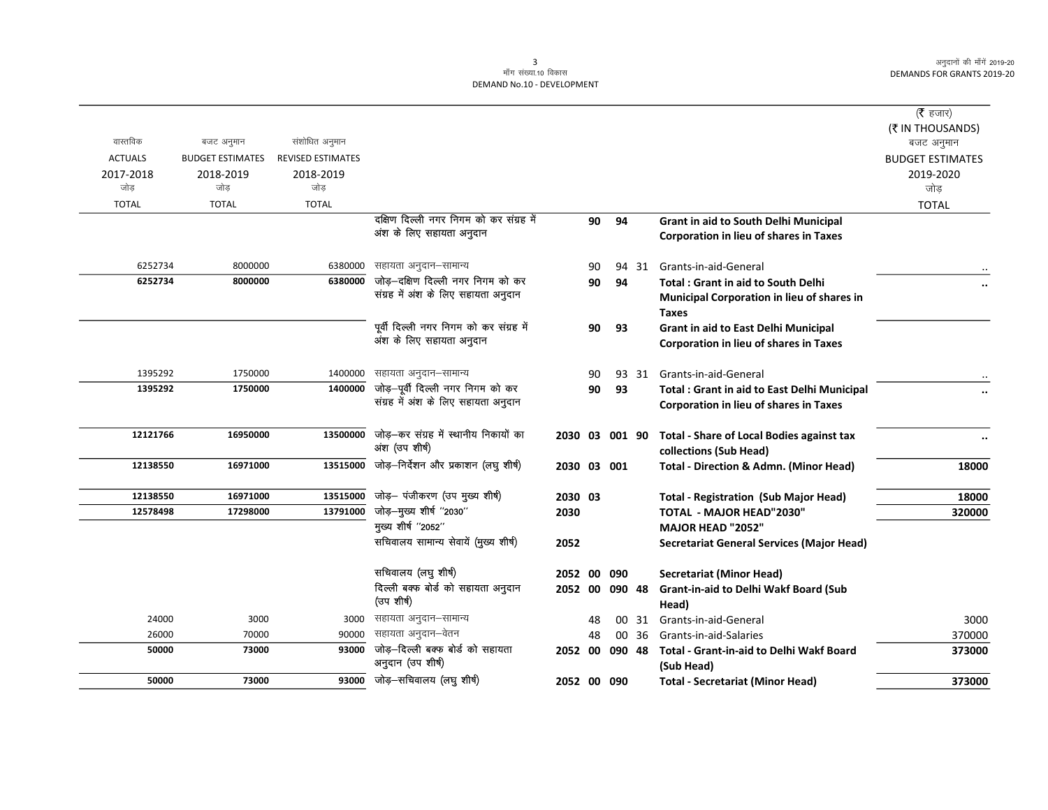मॉंग संख्या.10 विकास
DEMAND No.10 - DEVELOPMENT

(₹ हजार)
(₹ IN THOUSANDS)

| वास्तविक ACTUALS 2017-2018 जोड़ TOTAL | बजट अनुमान BUDGET ESTIMATES 2018-2019 जोड़ TOTAL | संशोधित अनुमान REVISED ESTIMATES 2018-2019 जोड़ TOTAL | | | | | | | बजट अनुमान BUDGET ESTIMATES 2019-2020 जोड़ TOTAL |
|---|---|---|---|---|---|---|---|---|---|
| | | | दक्षिण दिल्ली नगर निगम को कर संग्रह में अंश के लिए सहायता अनुदान | | 90 | 94 | | **Grant in aid to South Delhi Municipal Corporation in lieu of shares in Taxes** | |
| 6252734 | 8000000 | 6380000 | सहायता अनुदान–सामान्य | | 90 | 94 | 31 | Grants-in-aid-General | .. |
| **6252734** | **8000000** | **6380000** | जोड़–दक्षिण दिल्ली नगर निगम को कर संग्रह में अंश के लिए सहायता अनुदान | | **90** | **94** | | **Total : Grant in aid to South Delhi Municipal Corporation in lieu of shares in Taxes** | **..** |
| | | | पूर्वी दिल्ली नगर निगम को कर संग्रह में अंश के लिए सहायता अनुदान | | 90 | 93 | | **Grant in aid to East Delhi Municipal Corporation in lieu of shares in Taxes** | |
| 1395292 | 1750000 | 1400000 | सहायता अनुदान–सामान्य | | 90 | 93 | 31 | Grants-in-aid-General | .. |
| **1395292** | **1750000** | **1400000** | जोड़–पूर्वी दिल्ली नगर निगम को कर संग्रह में अंश के लिए सहायता अनुदान | | **90** | **93** | | **Total : Grant in aid to East Delhi Municipal Corporation in lieu of shares in Taxes** | **..** |
| **12121766** | **16950000** | **13500000** | जोड़–कर संग्रह में स्थानीय निकायों का अंश (उप शीर्ष) | **2030** | **03** | **001** | **90** | **Total - Share of Local Bodies against tax collections (Sub Head)** | **..** |
| **12138550** | **16971000** | **13515000** | जोड़–निर्देशन और प्रकाशन (लघु शीर्ष) | **2030** | **03** | **001** | | **Total - Direction & Admn. (Minor Head)** | **18000** |
| **12138550** | **16971000** | **13515000** | जोड़– पंजीकरण (उप मुख्य शीर्ष) | **2030** | **03** | | | **Total - Registration (Sub Major Head)** | **18000** |
| **12578498** | **17298000** | **13791000** | जोड़–मुख्य शीर्ष "2030" | **2030** | | | | **TOTAL - MAJOR HEAD"2030"** | **320000** |
| | | | मुख्य शीर्ष "2052" | | | | | **MAJOR HEAD "2052"** | |
| | | | सचिवालय सामान्य सेवायें (मुख्य शीर्ष) | **2052** | | | | **Secretariat General Services (Major Head)** | |
| | | | सचिवालय (लघु शीर्ष) | **2052** | **00** | **090** | | **Secretariat (Minor Head)** | |
| | | | दिल्ली बक्फ बोर्ड को सहायता अनुदान (उप शीर्ष) | **2052** | **00** | **090** | **48** | **Grant-in-aid to Delhi Wakf Board (Sub Head)** | |
| 24000 | 3000 | 3000 | सहायता अनुदान–सामान्य | | 48 | 00 | 31 | Grants-in-aid-General | 3000 |
| 26000 | 70000 | 90000 | सहायता अनुदान–वेतन | | 48 | 00 | 36 | Grants-in-aid-Salaries | 370000 |
| **50000** | **73000** | **93000** | जोड़–दिल्ली बक्फ बोर्ड को सहायता अनुदान (उप शीर्ष) | **2052** | **00** | **090** | **48** | **Total - Grant-in-aid to Delhi Wakf Board (Sub Head)** | **373000** |
| **50000** | **73000** | **93000** | जोड़–सचिवालय (लघु शीर्ष) | **2052** | **00** | **090** | | **Total - Secretariat (Minor Head)** | **373000** |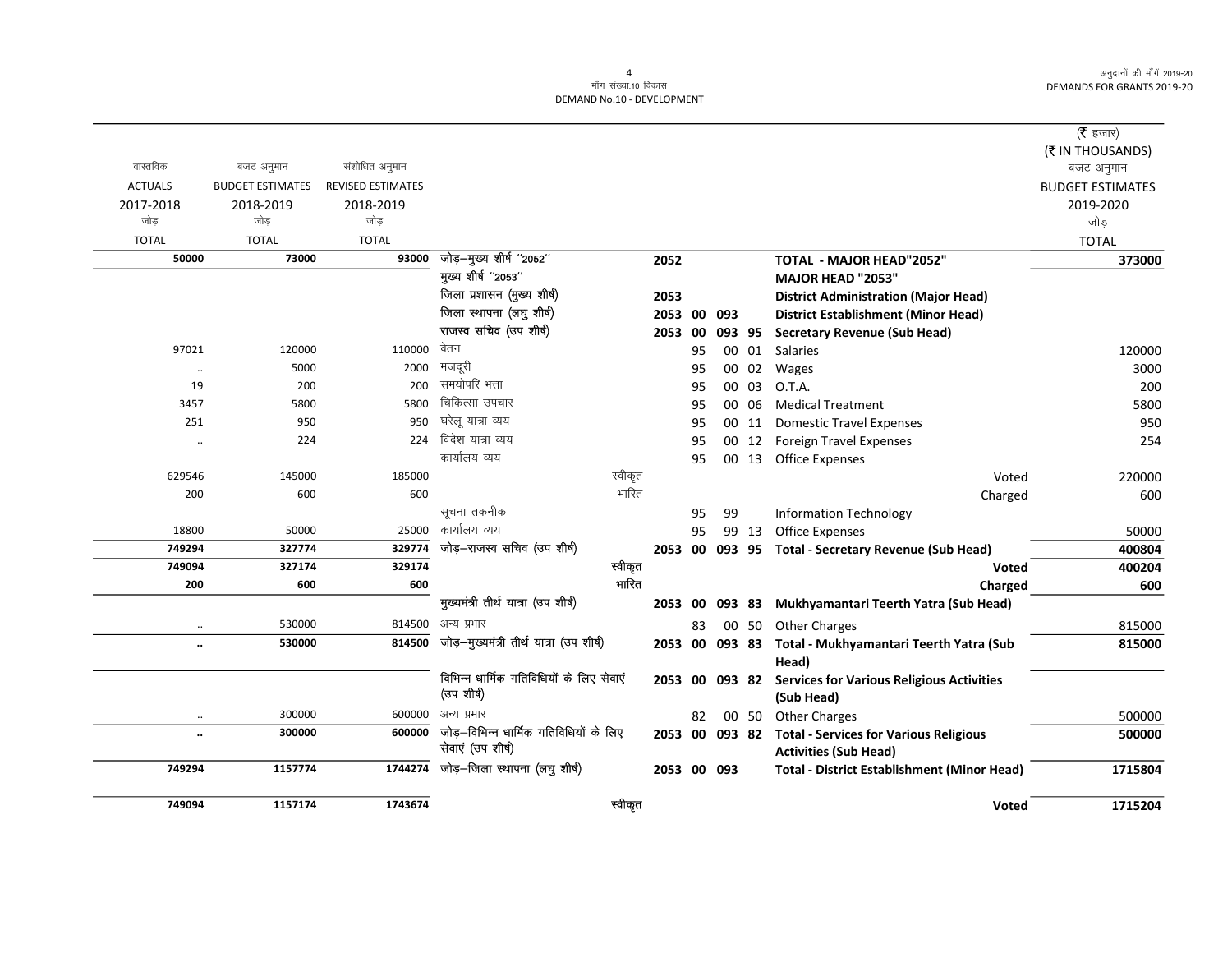माँग संख्या.10 विकास
DEMAND No.10 - DEVELOPMENT

| वास्तविक ACTUALS 2017-2018 जोड़ TOTAL | बजट अनुमान BUDGET ESTIMATES 2018-2019 जोड़ TOTAL | संशोधित अनुमान REVISED ESTIMATES 2018-2019 जोड़ TOTAL | | | | | | | (₹ हजार) (₹ IN THOUSANDS) बजट अनुमान BUDGET ESTIMATES 2019-2020 जोड़ TOTAL |
|---|---|---|---|---|---|---|---|---|---|
| 50000 | 73000 | 93000 | जोड़–मुख्य शीर्ष "2052" | 2052 | | | | TOTAL - MAJOR HEAD"2052" | 373000 |
| | | | मुख्य शीर्ष "2053" | | | | | MAJOR HEAD "2053" | |
| | | | जिला प्रशासन (मुख्य शीर्ष) | 2053 | | | | District Administration (Major Head) | |
| | | | जिला स्थापना (लघु शीर्ष) | 2053 | 00 | 093 | | District Establishment (Minor Head) | |
| | | | राजस्व सचिव (उप शीर्ष) | 2053 | 00 | 093 | 95 | Secretary Revenue (Sub Head) | |
| 97021 | 120000 | 110000 | वेतन | | 95 | 00 | 01 | Salaries | 120000 |
| .. | 5000 | 2000 | मजदूरी | | 95 | 00 | 02 | Wages | 3000 |
| 19 | 200 | 200 | समयोपरि भत्ता | | 95 | 00 | 03 | O.T.A. | 200 |
| 3457 | 5800 | 5800 | चिकित्सा उपचार | | 95 | 00 | 06 | Medical Treatment | 5800 |
| 251 | 950 | 950 | घरेलू यात्रा व्यय | | 95 | 00 | 11 | Domestic Travel Expenses | 950 |
| .. | 224 | 224 | विदेश यात्रा व्यय | | 95 | 00 | 12 | Foreign Travel Expenses | 254 |
| | | | कार्यालय व्यय | | 95 | 00 | 13 | Office Expenses | |
| 629546 | 145000 | 185000 | स्वीकृत | | | | | Voted | 220000 |
| 200 | 600 | 600 | भारित | | | | | Charged | 600 |
| | | | सूचना तकनीक | | 95 | 99 | | Information Technology | |
| 18800 | 50000 | 25000 | कार्यालय व्यय | | 95 | 99 | 13 | Office Expenses | 50000 |
| **749294** | **327774** | **329774** | जोड़–राजस्व सचिव (उप शीर्ष) | **2053** | **00** | **093** | **95** | **Total - Secretary Revenue (Sub Head)** | **400804** |
| **749094** | **327174** | **329174** | स्वीकृत | | | | | **Voted** | **400204** |
| **200** | **600** | **600** | भारित | | | | | **Charged** | **600** |
| | | | मुख्यमंत्री तीर्थ यात्रा (उप शीर्ष) | 2053 | 00 | 093 | 83 | Mukhyamantari Teerth Yatra (Sub Head) | |
| .. | 530000 | 814500 | अन्य प्रभार | | 83 | 00 | 50 | Other Charges | 815000 |
| **..** | **530000** | **814500** | जोड़–मुख्यमंत्री तीर्थ यात्रा (उप शीर्ष) | **2053** | **00** | **093** | **83** | **Total - Mukhyamantari Teerth Yatra (Sub Head)** | **815000** |
| | | | विभिन्न धार्मिक गतिविधियों के लिए सेवाएं (उप शीर्ष) | 2053 | 00 | 093 | 82 | Services for Various Religious Activities (Sub Head) | |
| .. | 300000 | 600000 | अन्य प्रभार | | 82 | 00 | 50 | Other Charges | 500000 |
| **..** | **300000** | **600000** | जोड़–विभिन्न धार्मिक गतिविधियों के लिए सेवाएं (उप शीर्ष) | **2053** | **00** | **093** | **82** | **Total - Services for Various Religious Activities (Sub Head)** | **500000** |
| **749294** | **1157774** | **1744274** | जोड़–जिला स्थापना (लघु शीर्ष) | **2053** | **00** | **093** | | **Total - District Establishment (Minor Head)** | **1715804** |
| **749094** | **1157174** | **1743674** | स्वीकृत | | | | | **Voted** | **1715204** |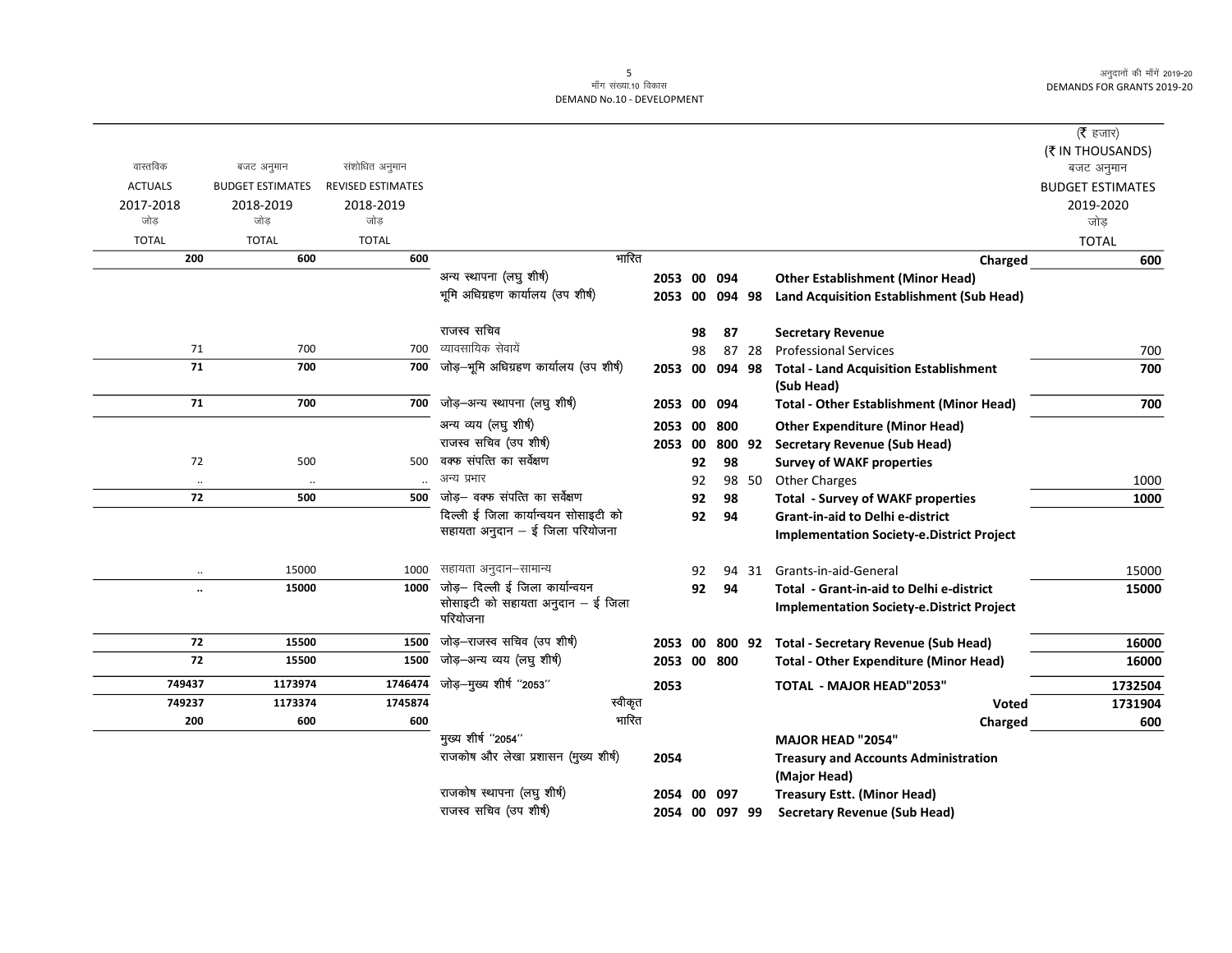| वास्तविक ACTUALS 2017-2018 जोड़ TOTAL | बजट अनुमान BUDGET ESTIMATES 2018-2019 जोड़ TOTAL | संशोधित अनुमान REVISED ESTIMATES 2018-2019 जोड़ TOTAL | | | | | | | (₹ हजार) (₹ IN THOUSANDS) बजट अनुमान BUDGET ESTIMATES 2019-2020 जोड़ TOTAL |
|---|---|---|---|---|---|---|---|---|---|
| 200 | 600 | 600 | भारित | | | | | Charged | 600 |
| | | | अन्य स्थापना (लघु शीर्ष) | 2053 | 00 | 094 | | Other Establishment (Minor Head) | |
| | | | भूमि अधिग्रहण कार्यालय (उप शीर्ष) | 2053 | 00 | 094 | 98 | Land Acquisition Establishment (Sub Head) | |
| | | | राजस्व सचिव | | 98 | 87 | | Secretary Revenue | |
| 71 | 700 | 700 | व्यावसायिक सेवायें | | 98 | 87 | 28 | Professional Services | 700 |
| 71 | 700 | 700 | जोड़–भूमि अधिग्रहण कार्यालय (उप शीर्ष) | 2053 | 00 | 094 | 98 | Total - Land Acquisition Establishment (Sub Head) | 700 |
| 71 | 700 | 700 | जोड़–अन्य स्थापना (लघु शीर्ष) | 2053 | 00 | 094 | | Total - Other Establishment (Minor Head) | 700 |
| | | | अन्य व्यय (लघु शीर्ष) | 2053 | 00 | 800 | | Other Expenditure (Minor Head) | |
| | | | राजस्व सचिव (उप शीर्ष) | 2053 | 00 | 800 | 92 | Secretary Revenue (Sub Head) | |
| 72 | 500 | 500 | वक्फ संपत्ति का सर्वेक्षण | | 92 | 98 | | Survey of WAKF properties | |
| .. | .. | .. | अन्य प्रभार | | 92 | 98 | 50 | Other Charges | 1000 |
| 72 | 500 | 500 | जोड़– वक्फ संपत्ति का सर्वेक्षण | | 92 | 98 | | Total - Survey of WAKF properties | 1000 |
| | | | दिल्ली ई जिला कार्यान्वयन सोसाइटी को सहायता अनुदान – ई जिला परियोजना | | 92 | 94 | | Grant-in-aid to Delhi e-district Implementation Society-e.District Project | |
| .. | 15000 | 1000 | सहायता अनुदान–सामान्य | | 92 | 94 | 31 | Grants-in-aid-General | 15000 |
| .. | 15000 | 1000 | जोड़– दिल्ली ई जिला कार्यान्वयन सोसाइटी को सहायता अनुदान – ई जिला परियोजना | | 92 | 94 | | Total - Grant-in-aid to Delhi e-district Implementation Society-e.District Project | 15000 |
| 72 | 15500 | 1500 | जोड़–राजस्व सचिव (उप शीर्ष) | 2053 | 00 | 800 | 92 | Total - Secretary Revenue (Sub Head) | 16000 |
| 72 | 15500 | 1500 | जोड़–अन्य व्यय (लघु शीर्ष) | 2053 | 00 | 800 | | Total - Other Expenditure (Minor Head) | 16000 |
| 749437 | 1173974 | 1746474 | जोड़–मुख्य शीर्ष "2053" | 2053 | | | | TOTAL - MAJOR HEAD"2053" | 1732504 |
| 749237 | 1173374 | 1745874 | स्वीकृत | | | | | Voted | 1731904 |
| 200 | 600 | 600 | भारित | | | | | Charged | 600 |
| | | | मुख्य शीर्ष "2054" | | | | | MAJOR HEAD "2054" | |
| | | | राजकोष और लेखा प्रशासन (मुख्य शीर्ष) | 2054 | | | | Treasury and Accounts Administration (Major Head) | |
| | | | राजकोष स्थापना (लघु शीर्ष) | 2054 | 00 | 097 | | Treasury Estt. (Minor Head) | |
| | | | राजस्व सचिव (उप शीर्ष) | 2054 | 00 | 097 | 99 | Secretary Revenue (Sub Head) | |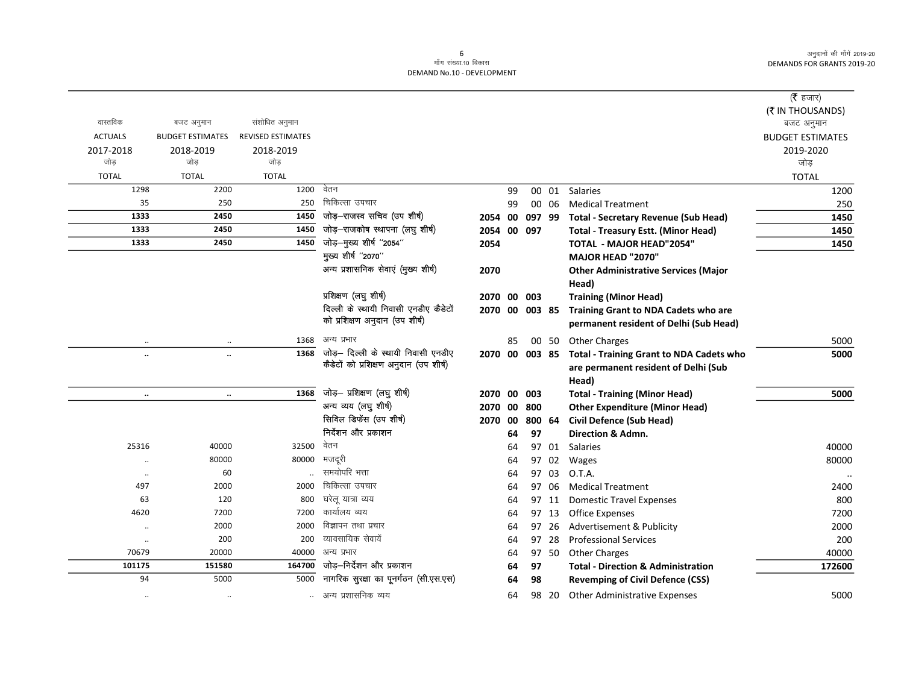मॉंग संख्या.10 विकास
DEMAND No.10 - DEVELOPMENT

| वास्तविक ACTUALS 2017-2018 जोड़ TOTAL | बजट अनुमान BUDGET ESTIMATES 2018-2019 जोड़ TOTAL | संशोधित अनुमान REVISED ESTIMATES 2018-2019 जोड़ TOTAL | | | | | | | (₹ हजार) (₹ IN THOUSANDS) बजट अनुमान BUDGET ESTIMATES 2019-2020 जोड़ TOTAL |
|---|---|---|---|---|---|---|---|---|---|
| 1298 | 2200 | 1200 | वेतन | | 99 | 00 | 01 | Salaries | 1200 |
| 35 | 250 | 250 | चिकित्सा उपचार | | 99 | 00 | 06 | Medical Treatment | 250 |
| **1333** | **2450** | **1450** | **जोड़–राजस्व सचिव (उप शीर्ष)** | **2054** | **00** | **097** | **99** | **Total - Secretary Revenue (Sub Head)** | **1450** |
| **1333** | **2450** | **1450** | **जोड़–राजकोष स्थापना (लघु शीर्ष)** | **2054** | **00** | **097** | | **Total - Treasury Estt. (Minor Head)** | **1450** |
| **1333** | **2450** | **1450** | **जोड़–मुख्य शीर्ष "2054"** | **2054** | | | | **TOTAL - MAJOR HEAD"2054"** | **1450** |
| | | | **मुख्य शीर्ष "2070"** | | | | | **MAJOR HEAD "2070"** | |
| | | | **अन्य प्रशासनिक सेवाएं (मुख्य शीर्ष)** | **2070** | | | | **Other Administrative Services (Major Head)** | |
| | | | **प्रशिक्षण (लघु शीर्ष)** | **2070** | **00** | **003** | | **Training (Minor Head)** | |
| | | | **दिल्ली के स्थायी निवासी एनडीए कैडेटों को प्रशिक्षण अनुदान (उप शीर्ष)** | **2070** | **00** | **003** | **85** | **Training Grant to NDA Cadets who are permanent resident of Delhi (Sub Head)** | |
| .. | .. | 1368 | अन्य प्रभार | | 85 | 00 | 50 | Other Charges | 5000 |
| **..** | **..** | **1368** | **जोड़– दिल्ली के स्थायी निवासी एनडीए कैडेटों को प्रशिक्षण अनुदान (उप शीर्ष)** | **2070** | **00** | **003** | **85** | **Total - Training Grant to NDA Cadets who are permanent resident of Delhi (Sub Head)** | **5000** |
| **..** | **..** | **1368** | **जोड़– प्रशिक्षण (लघु शीर्ष)** | **2070** | **00** | **003** | | **Total - Training (Minor Head)** | **5000** |
| | | | **अन्य व्यय (लघु शीर्ष)** | **2070** | **00** | **800** | | **Other Expenditure (Minor Head)** | |
| | | | **सिविल डिफेंस (उप शीर्ष)** | **2070** | **00** | **800** | **64** | **Civil Defence (Sub Head)** | |
| | | | **निर्देशन और प्रकाशन** | | **64** | **97** | | **Direction & Admn.** | |
| 25316 | 40000 | 32500 | वेतन | | 64 | 97 | 01 | Salaries | 40000 |
| .. | 80000 | 80000 | मजदूरी | | 64 | 97 | 02 | Wages | 80000 |
| .. | 60 | .. | समयोपरि भत्ता | | 64 | 97 | 03 | O.T.A. | .. |
| 497 | 2000 | 2000 | चिकित्सा उपचार | | 64 | 97 | 06 | Medical Treatment | 2400 |
| 63 | 120 | 800 | घरेलू यात्रा व्यय | | 64 | 97 | 11 | Domestic Travel Expenses | 800 |
| 4620 | 7200 | 7200 | कार्यालय व्यय | | 64 | 97 | 13 | Office Expenses | 7200 |
| .. | 2000 | 2000 | विज्ञापन तथा प्रचार | | 64 | 97 | 26 | Advertisement & Publicity | 2000 |
| .. | 200 | 200 | व्यावसायिक सेवायें | | 64 | 97 | 28 | Professional Services | 200 |
| 70679 | 20000 | 40000 | अन्य प्रभार | | 64 | 97 | 50 | Other Charges | 40000 |
| **101175** | **151580** | **164700** | **जोड़–निर्देशन और प्रकाशन** | | **64** | **97** | | **Total - Direction & Administration** | **172600** |
| 94 | 5000 | 5000 | **नागरिक सुरक्षा का पूनर्गठन (सी.एस.एस)** | | **64** | **98** | | **Revemping of Civil Defence (CSS)** | |
| .. | .. | .. | अन्य प्रशासनिक व्यय | | 64 | 98 | 20 | Other Administrative Expenses | 5000 |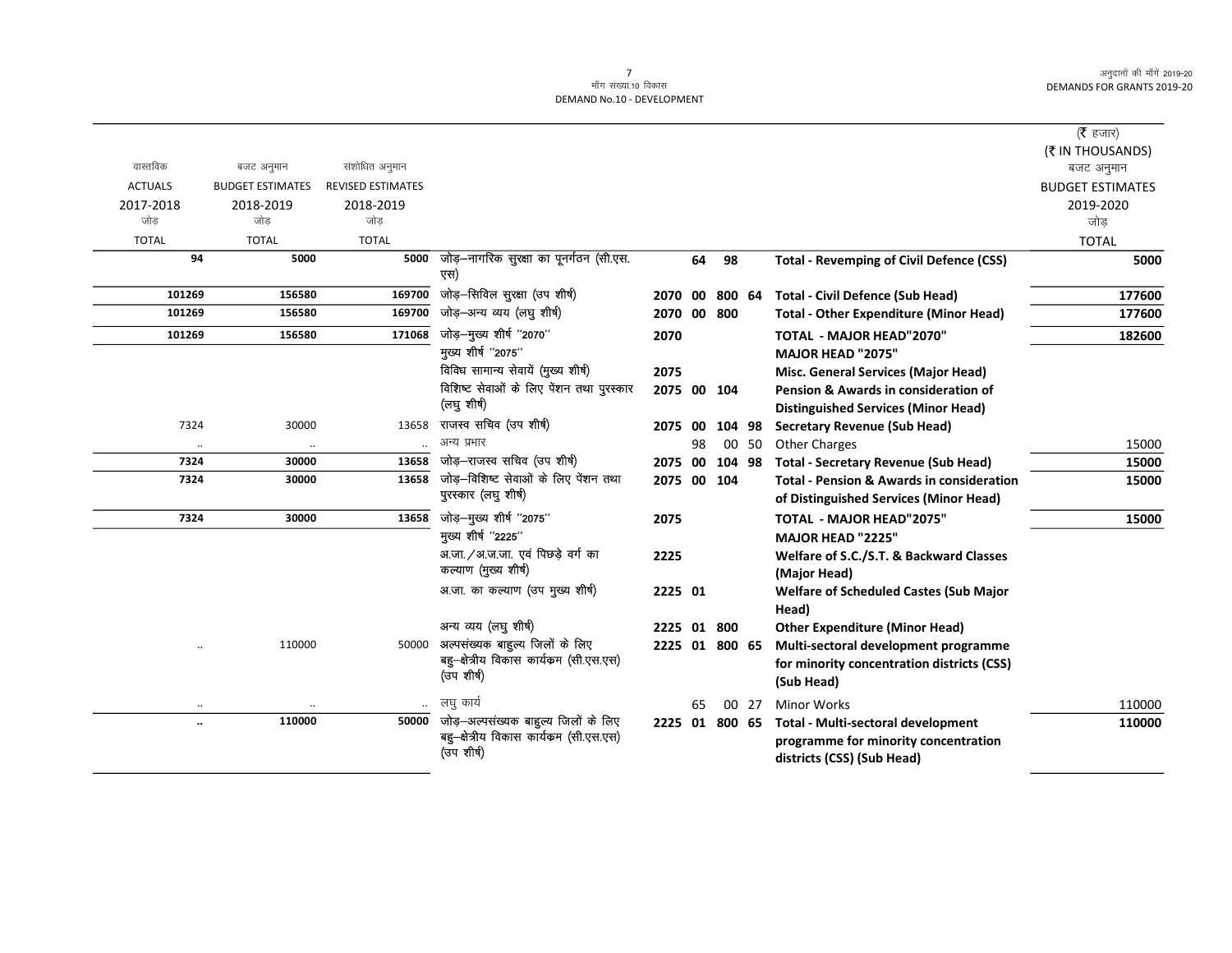मॉंग संख्या.10 विकास
DEMAND No.10 - DEVELOPMENT

| वास्तविक ACTUALS 2017-2018 जोड़ TOTAL | बजट अनुमान BUDGET ESTIMATES 2018-2019 जोड़ TOTAL | संशोधित अनुमान REVISED ESTIMATES 2018-2019 जोड़ TOTAL | | | | | | | (₹ हजार) (₹ IN THOUSANDS) बजट अनुमान BUDGET ESTIMATES 2019-2020 जोड़ TOTAL |
|---|---|---|---|---|---|---|---|---|---|
| 94 | 5000 | 5000 | जोड़–नागरिक सुरक्षा का पूनर्गठन (सी.एस.एस) | | 64 | 98 | | **Total - Revemping of Civil Defence (CSS)** | 5000 |
| 101269 | 156580 | 169700 | जोड़–सिविल सुरक्षा (उप शीर्ष) | 2070 | 00 | 800 | 64 | **Total - Civil Defence (Sub Head)** | 177600 |
| 101269 | 156580 | 169700 | जोड़–अन्य व्यय (लघु शीर्ष) | 2070 | 00 | 800 | | **Total - Other Expenditure (Minor Head)** | 177600 |
| 101269 | 156580 | 171068 | जोड़–मुख्य शीर्ष "2070" | 2070 | | | | **TOTAL - MAJOR HEAD"2070"** | 182600 |
| | | | मुख्य शीर्ष "2075" | | | | | **MAJOR HEAD "2075"** | |
| | | | विविध सामान्य सेवायें (मुख्य शीर्ष) | 2075 | | | | **Misc. General Services (Major Head)** | |
| | | | विशिष्ट सेवाओं के लिए पेंशन तथा पुरस्कार (लघु शीर्ष) | 2075 | 00 | 104 | | **Pension & Awards in consideration of Distinguished Services (Minor Head)** | |
| 7324 | 30000 | 13658 | राजस्व सचिव (उप शीर्ष) | 2075 | 00 | 104 | 98 | **Secretary Revenue (Sub Head)** | |
| .. | .. | .. | अन्य प्रभार | | 98 | 00 | 50 | Other Charges | 15000 |
| 7324 | 30000 | 13658 | जोड़–राजस्व सचिव (उप शीर्ष) | 2075 | 00 | 104 | 98 | **Total - Secretary Revenue (Sub Head)** | 15000 |
| 7324 | 30000 | 13658 | जोड़–विशिष्ट सेवाओं के लिए पेंशन तथा पुरस्कार (लघु शीर्ष) | 2075 | 00 | 104 | | **Total - Pension & Awards in consideration of Distinguished Services (Minor Head)** | 15000 |
| 7324 | 30000 | 13658 | जोड़–मुख्य शीर्ष "2075" | 2075 | | | | **TOTAL - MAJOR HEAD"2075"** | 15000 |
| | | | मुख्य शीर्ष "2225" | | | | | **MAJOR HEAD "2225"** | |
| | | | अ.जा./अ.ज.जा. एवं पिछड़े वर्ग का कल्याण (मुख्य शीर्ष) | 2225 | | | | **Welfare of S.C./S.T. & Backward Classes (Major Head)** | |
| | | | अ.जा. का कल्याण (उप मुख्य शीर्ष) | 2225 | 01 | | | **Welfare of Scheduled Castes (Sub Major Head)** | |
| | | | अन्य व्यय (लघु शीर्ष) | 2225 | 01 | 800 | | **Other Expenditure (Minor Head)** | |
| .. | 110000 | 50000 | अल्पसंख्यक बाहुल्य जिलों के लिए बहु–क्षेत्रीय विकास कार्यक्रम (सी.एस.एस) (उप शीर्ष) | 2225 | 01 | 800 | 65 | **Multi-sectoral development programme for minority concentration districts (CSS) (Sub Head)** | |
| .. | .. | .. | लघु कार्य | | 65 | 00 | 27 | Minor Works | 110000 |
| .. | 110000 | 50000 | जोड़–अल्पसंख्यक बाहुल्य जिलों के लिए बहु–क्षेत्रीय विकास कार्यक्रम (सी.एस.एस) (उप शीर्ष) | 2225 | 01 | 800 | 65 | **Total - Multi-sectoral development programme for minority concentration districts (CSS) (Sub Head)** | 110000 |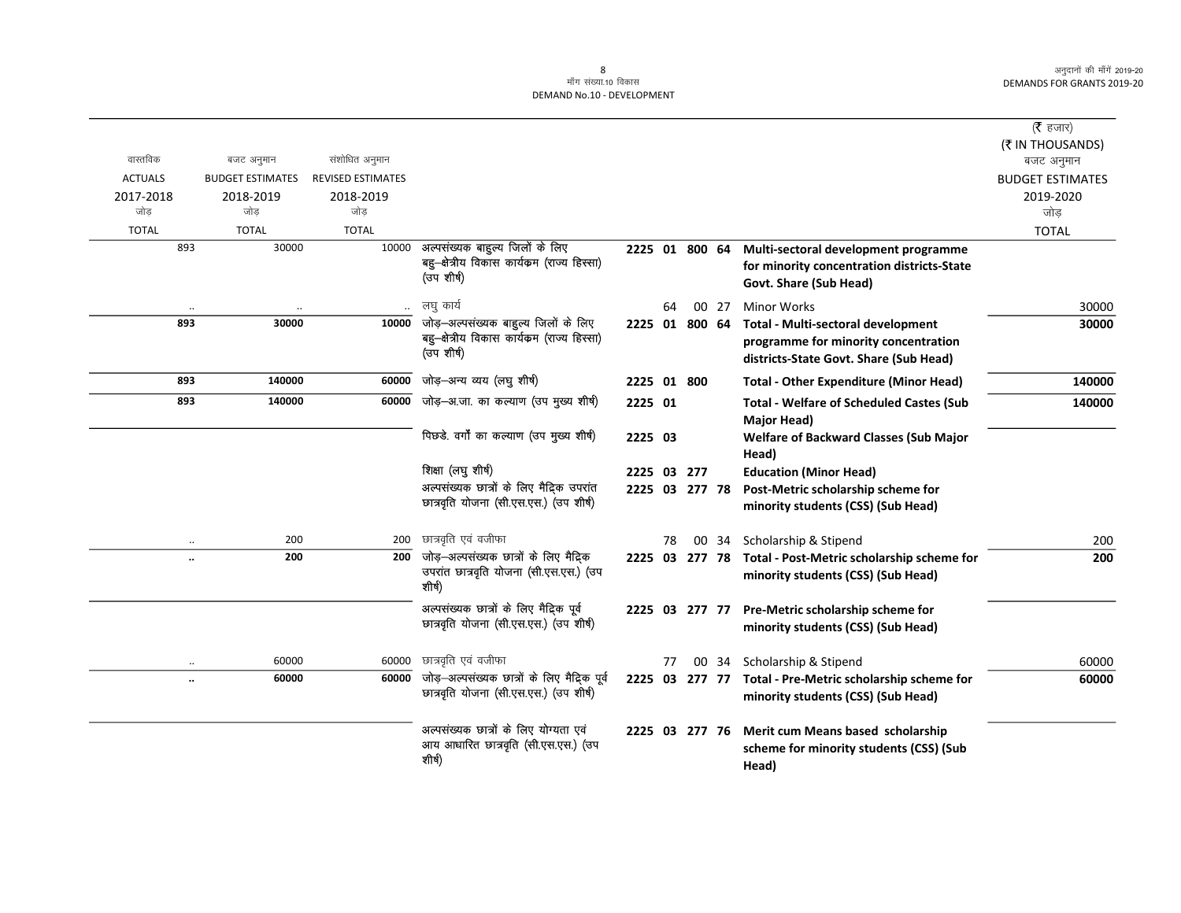(₹ हजार)
(₹ IN THOUSANDS)

| वास्तविक ACTUALS 2017-2018 जोड़ TOTAL | बजट अनुमान BUDGET ESTIMATES 2018-2019 जोड़ TOTAL | संशोधित अनुमान REVISED ESTIMATES 2018-2019 जोड़ TOTAL | | | | | | | बजट अनुमान BUDGET ESTIMATES 2019-2020 जोड़ TOTAL |
|---|---|---|---|---|---|---|---|---|---|
| 893 | 30000 | 10000 | अल्पसंख्यक बाहुल्य जिलों के लिए बहु–क्षेत्रीय विकास कार्यक्रम (राज्य हिस्सा) (उप शीर्ष) | 2225 | 01 | 800 | 64 | **Multi-sectoral development programme for minority concentration districts-State Govt. Share (Sub Head)** | |
| .. | .. | .. | लघु कार्य | | 64 | 00 | 27 | Minor Works | 30000 |
| **893** | **30000** | **10000** | जोड़–अल्पसंख्यक बाहुल्य जिलों के लिए बहु–क्षेत्रीय विकास कार्यक्रम (राज्य हिस्सा) (उप शीर्ष) | **2225** | **01** | **800** | **64** | **Total - Multi-sectoral development programme for minority concentration districts-State Govt. Share (Sub Head)** | **30000** |
| **893** | **140000** | **60000** | जोड़–अन्य व्यय (लघु शीर्ष) | **2225** | **01** | **800** | | **Total - Other Expenditure (Minor Head)** | **140000** |
| **893** | **140000** | **60000** | जोड़–अ.जा. का कल्याण (उप मुख्य शीर्ष) | **2225** | **01** | | | **Total - Welfare of Scheduled Castes (Sub Major Head)** | **140000** |
| | | | पिछड़े. वर्गों का कल्याण (उप मुख्य शीर्ष) | **2225** | **03** | | | **Welfare of Backward Classes (Sub Major Head)** | |
| | | | शिक्षा (लघु शीर्ष) | **2225** | **03** | **277** | | **Education (Minor Head)** | |
| | | | अल्पसंख्यक छात्रों के लिए मैट्रिक उपरांत छात्रवृति योजना (सी.एस.एस.) (उप शीर्ष) | **2225** | **03** | **277** | **78** | **Post-Metric scholarship scheme for minority students (CSS) (Sub Head)** | |
| .. | 200 | 200 | छात्रवृति एवं वजीफा | | 78 | 00 | 34 | Scholarship & Stipend | 200 |
| **..** | **200** | **200** | जोड़–अल्पसंख्यक छात्रों के लिए मैट्रिक उपरांत छात्रवृति योजना (सी.एस.एस.) (उप शीर्ष) | **2225** | **03** | **277** | **78** | **Total - Post-Metric scholarship scheme for minority students (CSS) (Sub Head)** | **200** |
| | | | अल्पसंख्यक छात्रों के लिए मैट्रिक पूर्व छात्रवृति योजना (सी.एस.एस.) (उप शीर्ष) | **2225** | **03** | **277** | **77** | **Pre-Metric scholarship scheme for minority students (CSS) (Sub Head)** | |
| .. | 60000 | 60000 | छात्रवृति एवं वजीफा | | 77 | 00 | 34 | Scholarship & Stipend | 60000 |
| **..** | **60000** | **60000** | जोड़–अल्पसंख्यक छात्रों के लिए मैट्रिक पूर्व छात्रवृति योजना (सी.एस.एस.) (उप शीर्ष) | **2225** | **03** | **277** | **77** | **Total - Pre-Metric scholarship scheme for minority students (CSS) (Sub Head)** | **60000** |
| | | | अल्पसंख्यक छात्रों के लिए योग्यता एवं आय आधारित छात्रवृति (सी.एस.एस.) (उप शीर्ष) | **2225** | **03** | **277** | **76** | **Merit cum Means based scholarship scheme for minority students (CSS) (Sub Head)** | |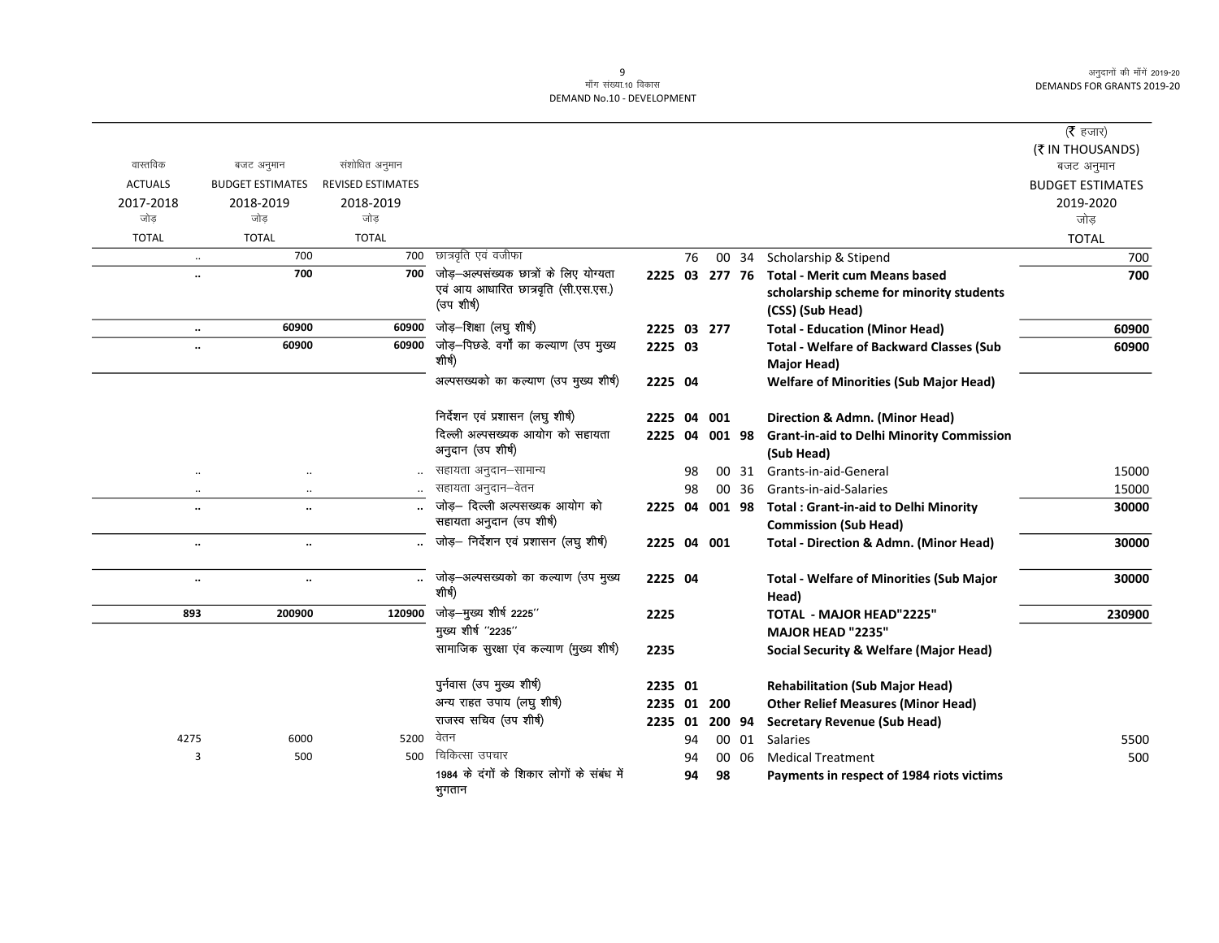माँग संख्या.10 विकास
DEMAND No.10 - DEVELOPMENT

अनुदानों की माँगें 2019-20
DEMANDS FOR GRANTS 2019-20

(₹ हजार)
(₹ IN THOUSANDS)

| वास्तविक ACTUALS 2017-2018 जोड़ TOTAL | बजट अनुमान BUDGET ESTIMATES 2018-2019 जोड़ TOTAL | संशोधित अनुमान REVISED ESTIMATES 2018-2019 जोड़ TOTAL | | | | | | | बजट अनुमान BUDGET ESTIMATES 2019-2020 जोड़ TOTAL |
|---|---|---|---|---|---|---|---|---|---|
| .. | 700 | 700 | छात्रवृति एवं वजीफा | | 76 | 00 | 34 | Scholarship & Stipend | 700 |
| .. | 700 | 700 | जोड़–अल्पसंख्यक छात्रों के लिए योग्यता एवं आय आधारित छात्रवृति (सी.एस.एस.) (उप शीर्ष) | 2225 | 03 | 277 | 76 | **Total - Merit cum Means based scholarship scheme for minority students (CSS) (Sub Head)** | 700 |
| .. | 60900 | 60900 | जोड़–शिक्षा (लघु शीर्ष) | 2225 | 03 | 277 | | **Total - Education (Minor Head)** | 60900 |
| .. | 60900 | 60900 | जोड़–पिछडे. वर्गों का कल्याण (उप मुख्य शीर्ष) | 2225 | 03 | | | **Total - Welfare of Backward Classes (Sub Major Head)** | 60900 |
| | | | अल्पसख्यको का कल्याण (उप मुख्य शीर्ष) | 2225 | 04 | | | **Welfare of Minorities (Sub Major Head)** | |
| | | | निर्देशन एवं प्रशासन (लघु शीर्ष) | 2225 | 04 | 001 | | **Direction & Admn. (Minor Head)** | |
| | | | दिल्ली अल्पसख्यक आयोग को सहायता अनुदान (उप शीर्ष) | 2225 | 04 | 001 | 98 | **Grant-in-aid to Delhi Minority Commission (Sub Head)** | |
| .. | .. | .. | सहायता अनुदान–सामान्य | | 98 | 00 | 31 | Grants-in-aid-General | 15000 |
| .. | .. | .. | सहायता अनुदान–वेतन | | 98 | 00 | 36 | Grants-in-aid-Salaries | 15000 |
| .. | .. | .. | जोड़– दिल्ली अल्पसख्यक आयोग को सहायता अनुदान (उप शीर्ष) | 2225 | 04 | 001 | 98 | **Total : Grant-in-aid to Delhi Minority Commission (Sub Head)** | 30000 |
| .. | .. | .. | जोड़– निर्देशन एवं प्रशासन (लघु शीर्ष) | 2225 | 04 | 001 | | **Total - Direction & Admn. (Minor Head)** | 30000 |
| .. | .. | .. | जोड़–अल्पसख्यको का कल्याण (उप मुख्य शीर्ष) | 2225 | 04 | | | **Total - Welfare of Minorities (Sub Major Head)** | 30000 |
| 893 | 200900 | 120900 | जोड़–मुख्य शीर्ष 2225'' | 2225 | | | | **TOTAL - MAJOR HEAD"2225"** | 230900 |
| | | | मुख्य शीर्ष ''2235'' | | | | | **MAJOR HEAD "2235"** | |
| | | | सामाजिक सुरक्षा एंव कल्याण (मुख्य शीर्ष) | 2235 | | | | **Social Security & Welfare (Major Head)** | |
| | | | पुर्नवास (उप मुख्य शीर्ष) | 2235 | 01 | | | **Rehabilitation (Sub Major Head)** | |
| | | | अन्य राहत उपाय (लघु शीर्ष) | 2235 | 01 | 200 | | **Other Relief Measures (Minor Head)** | |
| | | | राजस्व सचिव (उप शीर्ष) | 2235 | 01 | 200 | 94 | **Secretary Revenue (Sub Head)** | |
| 4275 | 6000 | 5200 | वेतन | | 94 | 00 | 01 | Salaries | 5500 |
| 3 | 500 | 500 | चिकित्सा उपचार | | 94 | 00 | 06 | Medical Treatment | 500 |
| | | | 1984 के दंगों के शिकार लोगों के संबंध में भुगतान | | 94 | 98 | | **Payments in respect of 1984 riots victims** | |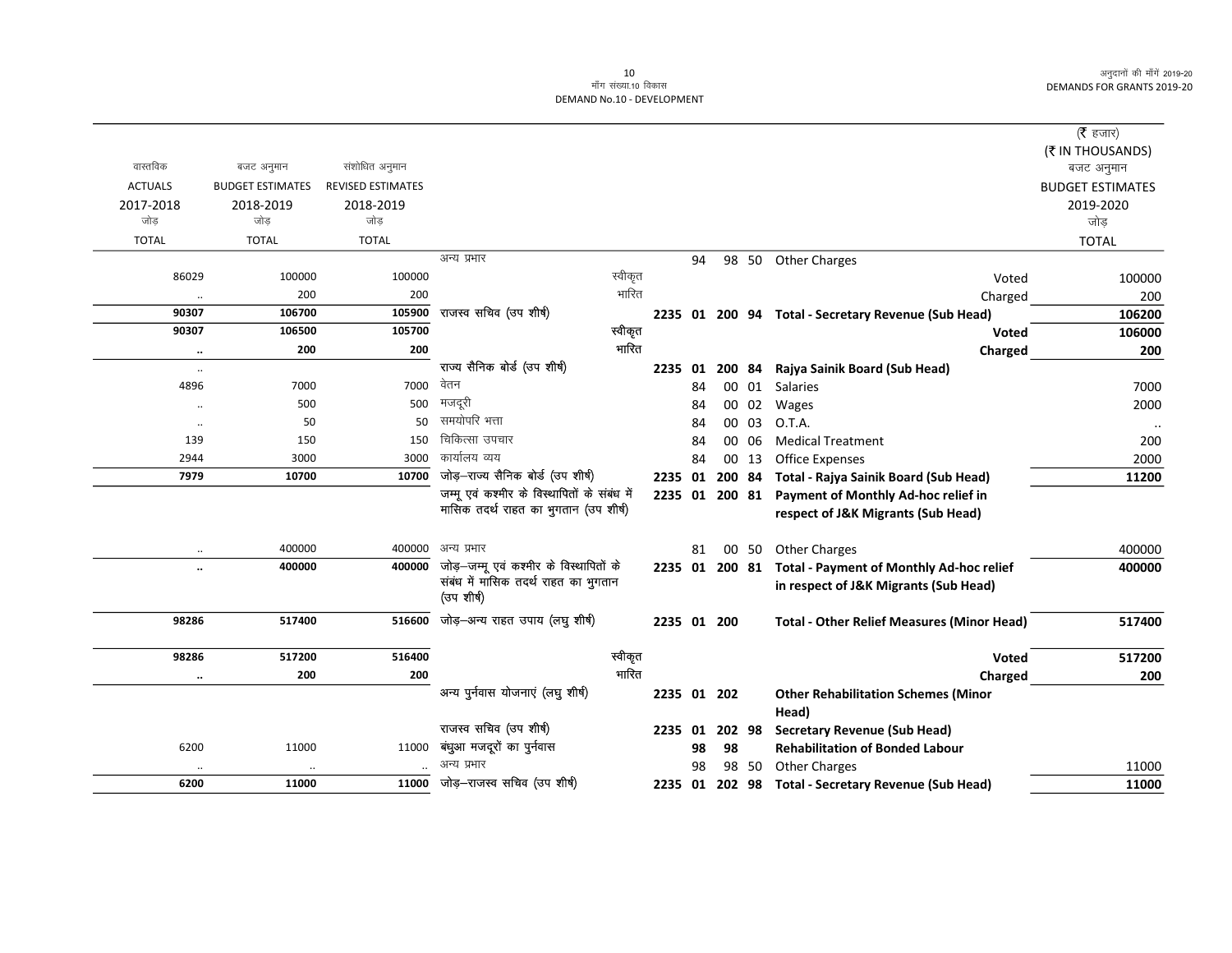मॉंग संख्या.10 विकास
DEMAND No.10 - DEVELOPMENT

(₹ हजार)
(₹ IN THOUSANDS)

| वास्तविक ACTUALS 2017-2018 जोड़ TOTAL | बजट अनुमान BUDGET ESTIMATES 2018-2019 जोड़ TOTAL | संशोधित अनुमान REVISED ESTIMATES 2018-2019 जोड़ TOTAL | | | | | | | बजट अनुमान BUDGET ESTIMATES 2019-2020 जोड़ TOTAL |
|---|---|---|---|---|---|---|---|---|---|
| | | | अन्य प्रभार | | 94 | 98 | 50 | Other Charges | |
| 86029 | 100000 | 100000 | स्वीकृत | | | | | Voted | 100000 |
| .. | 200 | 200 | भारित | | | | | Charged | 200 |
| **90307** | **106700** | **105900** | राजस्व सचिव (उप शीर्ष) | **2235** | **01** | **200** | **94** | **Total - Secretary Revenue (Sub Head)** | **106200** |
| **90307** | **106500** | **105700** | स्वीकृत | | | | | **Voted** | **106000** |
| **..** | **200** | **200** | भारित | | | | | **Charged** | **200** |
| .. | | | राज्य सैनिक बोर्ड (उप शीर्ष) | **2235** | **01** | **200** | **84** | **Rajya Sainik Board (Sub Head)** | |
| 4896 | 7000 | 7000 | वेतन | | 84 | 00 | 01 | Salaries | 7000 |
| .. | 500 | 500 | मजदूरी | | 84 | 00 | 02 | Wages | 2000 |
| .. | 50 | 50 | समयोपरि भत्ता | | 84 | 00 | 03 | O.T.A. | .. |
| 139 | 150 | 150 | चिकित्सा उपचार | | 84 | 00 | 06 | Medical Treatment | 200 |
| 2944 | 3000 | 3000 | कार्यालय व्यय | | 84 | 00 | 13 | Office Expenses | 2000 |
| **7979** | **10700** | **10700** | जोड़–राज्य सैनिक बोर्ड (उप शीर्ष) | **2235** | **01** | **200** | **84** | **Total - Rajya Sainik Board (Sub Head)** | **11200** |
| | | | जम्मू एवं कश्मीर के विस्थापितों के संबंध में मासिक तदर्थ राहत का भुगतान (उप शीर्ष) | **2235** | **01** | **200** | **81** | **Payment of Monthly Ad-hoc relief in respect of J&K Migrants (Sub Head)** | |
| .. | 400000 | 400000 | अन्य प्रभार | | 81 | 00 | 50 | Other Charges | 400000 |
| **..** | **400000** | **400000** | जोड़–जम्मू एवं कश्मीर के विस्थापितों के संबंध में मासिक तदर्थ राहत का भुगतान (उप शीर्ष) | **2235** | **01** | **200** | **81** | **Total - Payment of Monthly Ad-hoc relief in respect of J&K Migrants (Sub Head)** | **400000** |
| **98286** | **517400** | **516600** | जोड़–अन्य राहत उपाय (लघु शीर्ष) | **2235** | **01** | **200** | | **Total - Other Relief Measures (Minor Head)** | **517400** |
| **98286** | **517200** | **516400** | स्वीकृत | | | | | **Voted** | **517200** |
| **..** | **200** | **200** | भारित | | | | | **Charged** | **200** |
| | | | अन्य पुर्नवास योजनाएं (लघु शीर्ष) | **2235** | **01** | **202** | | **Other Rehabilitation Schemes (Minor Head)** | |
| | | | राजस्व सचिव (उप शीर्ष) | **2235** | **01** | **202** | **98** | **Secretary Revenue (Sub Head)** | |
| 6200 | 11000 | 11000 | बंधुआ मजदूरों का पुर्नवास | | **98** | **98** | | **Rehabilitation of Bonded Labour** | |
| .. | .. | .. | अन्य प्रभार | | 98 | 98 | 50 | Other Charges | 11000 |
| **6200** | **11000** | **11000** | जोड़–राजस्व सचिव (उप शीर्ष) | **2235** | **01** | **202** | **98** | **Total - Secretary Revenue (Sub Head)** | **11000** |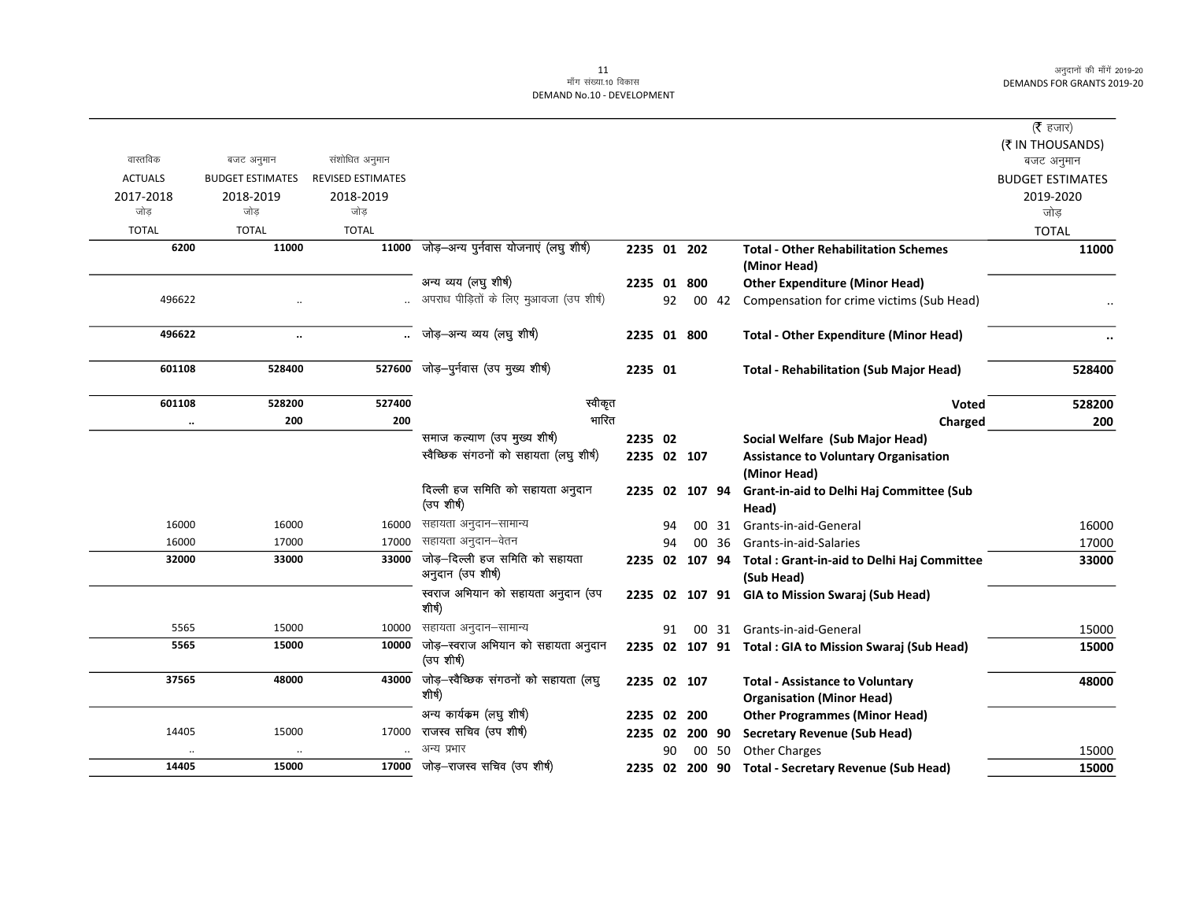मॉंग संख्या.10 विकास
DEMAND No.10 - DEVELOPMENT

| वास्तविक ACTUALS 2017-2018 जोड़ TOTAL | बजट अनुमान BUDGET ESTIMATES 2018-2019 जोड़ TOTAL | संशोधित अनुमान REVISED ESTIMATES 2018-2019 जोड़ TOTAL | | | | | | | (₹ हजार) (₹ IN THOUSANDS) बजट अनुमान BUDGET ESTIMATES 2019-2020 जोड़ TOTAL |
|---|---|---|---|---|---|---|---|---|---|
| 6200 | 11000 | 11000 | जोड़–अन्य पुर्नवास योजनाएं (लघु शीर्ष) | 2235 | 01 | 202 | | **Total - Other Rehabilitation Schemes (Minor Head)** | 11000 |
| | | | अन्य व्यय (लघु शीर्ष) | 2235 | 01 | 800 | | **Other Expenditure (Minor Head)** | |
| 496622 | .. | .. | अपराध पीड़ितों के लिए मुआवजा (उप शीर्ष) | | 92 | 00 | 42 | Compensation for crime victims (Sub Head) | .. |
| 496622 | .. | .. | जोड़–अन्य व्यय (लघु शीर्ष) | 2235 | 01 | 800 | | **Total - Other Expenditure (Minor Head)** | .. |
| 601108 | 528400 | 527600 | जोड़–पुर्नवास (उप मुख्य शीर्ष) | 2235 | 01 | | | **Total - Rehabilitation (Sub Major Head)** | 528400 |
| 601108 | 528200 | 527400 | स्वीकृत | | | | | **Voted** | 528200 |
| .. | 200 | 200 | भारित | | | | | **Charged** | 200 |
| | | | समाज कल्याण (उप मुख्य शीर्ष) | 2235 | 02 | | | **Social Welfare (Sub Major Head)** | |
| | | | स्वैच्छिक संगठनों को सहायता (लघु शीर्ष) | 2235 | 02 | 107 | | **Assistance to Voluntary Organisation (Minor Head)** | |
| | | | दिल्ली हज समिति को सहायता अनुदान (उप शीर्ष) | 2235 | 02 | 107 | 94 | **Grant-in-aid to Delhi Haj Committee (Sub Head)** | |
| 16000 | 16000 | 16000 | सहायता अनुदान–सामान्य | | 94 | 00 | 31 | Grants-in-aid-General | 16000 |
| 16000 | 17000 | 17000 | सहायता अनुदान–वेतन | | 94 | 00 | 36 | Grants-in-aid-Salaries | 17000 |
| 32000 | 33000 | 33000 | जोड़–दिल्ली हज समिति को सहायता अनुदान (उप शीर्ष) | 2235 | 02 | 107 | 94 | **Total : Grant-in-aid to Delhi Haj Committee (Sub Head)** | 33000 |
| | | | स्वराज अभियान को सहायता अनुदान (उप शीर्ष) | 2235 | 02 | 107 | 91 | **GIA to Mission Swaraj (Sub Head)** | |
| 5565 | 15000 | 10000 | सहायता अनुदान–सामान्य | | 91 | 00 | 31 | Grants-in-aid-General | 15000 |
| 5565 | 15000 | 10000 | जोड़–स्वराज अभियान को सहायता अनुदान (उप शीर्ष) | 2235 | 02 | 107 | 91 | **Total : GIA to Mission Swaraj (Sub Head)** | 15000 |
| 37565 | 48000 | 43000 | जोड़–स्वैच्छिक संगठनों को सहायता (लघु शीर्ष) | 2235 | 02 | 107 | | **Total - Assistance to Voluntary Organisation (Minor Head)** | 48000 |
| | | | अन्य कार्यक्रम (लघु शीर्ष) | 2235 | 02 | 200 | | **Other Programmes (Minor Head)** | |
| 14405 | 15000 | 17000 | राजस्व सचिव (उप शीर्ष) | 2235 | 02 | 200 | 90 | **Secretary Revenue (Sub Head)** | |
| .. | .. | .. | अन्य प्रभार | | 90 | 00 | 50 | Other Charges | 15000 |
| 14405 | 15000 | 17000 | जोड़–राजस्व सचिव (उप शीर्ष) | 2235 | 02 | 200 | 90 | **Total - Secretary Revenue (Sub Head)** | 15000 |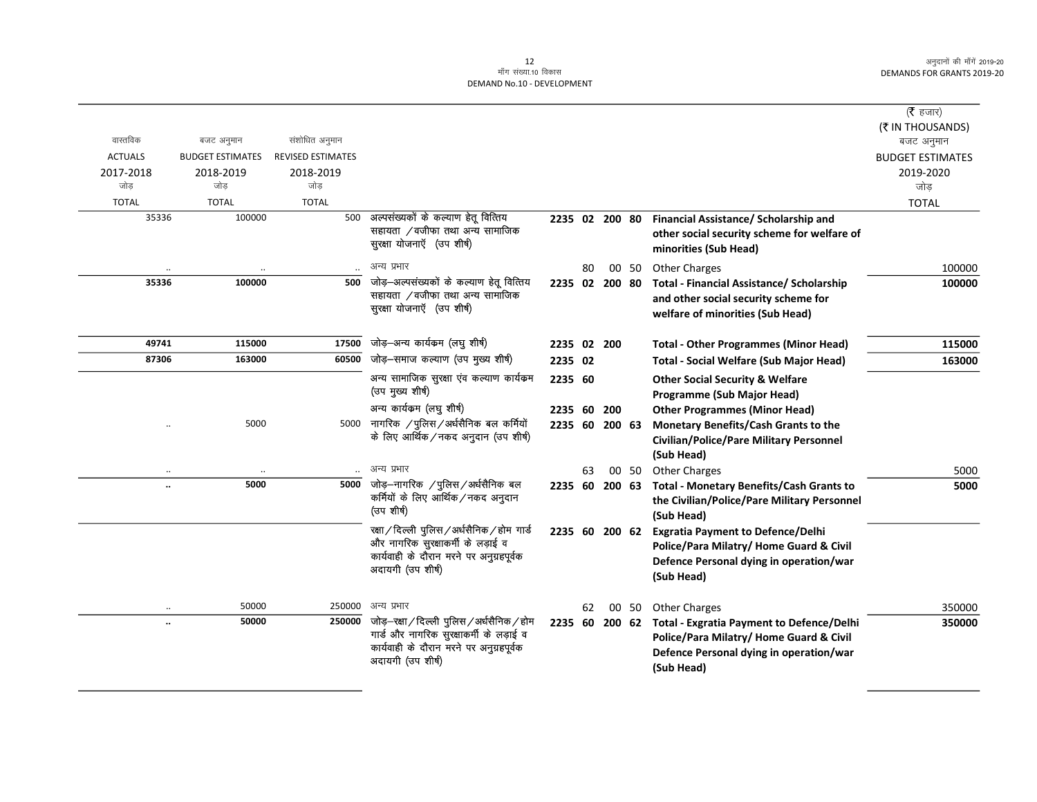मॉंग संख्या.10 विकास
DEMAND No.10 - DEVELOPMENT

| वास्तविक ACTUALS 2017-2018 जोड़ TOTAL | बजट अनुमान BUDGET ESTIMATES 2018-2019 जोड़ TOTAL | संशोधित अनुमान REVISED ESTIMATES 2018-2019 जोड़ TOTAL | | | | | | | (₹ हजार) (₹ IN THOUSANDS) बजट अनुमान BUDGET ESTIMATES 2019-2020 जोड़ TOTAL |
|---|---|---|---|---|---|---|---|---|---|
| 35336 | 100000 | 500 | अल्पसंख्यकों के कल्याण हेतू वित्तिय सहायता /वजीफा तथा अन्य सामाजिक सुरक्षा योजनाएँ (उप शीर्ष) | 2235 | 02 | 200 | 80 | Financial Assistance/ Scholarship and other social security scheme for welfare of minorities (Sub Head) | |
| .. | .. | .. | अन्य प्रभार | | 80 | 00 | 50 | Other Charges | 100000 |
| **35336** | **100000** | **500** | जोड़–अल्पसंख्यकों के कल्याण हेतू वित्तिय सहायता /वजीफा तथा अन्य सामाजिक सुरक्षा योजनाएँ (उप शीर्ष) | **2235** | **02** | **200** | **80** | **Total - Financial Assistance/ Scholarship and other social security scheme for welfare of minorities (Sub Head)** | **100000** |
| **49741** | **115000** | **17500** | जोड़–अन्य कार्यक्रम (लघु शीर्ष) | **2235** | **02** | **200** | | **Total - Other Programmes (Minor Head)** | **115000** |
| **87306** | **163000** | **60500** | जोड़–समाज कल्याण (उप मुख्य शीर्ष) | **2235** | **02** | | | **Total - Social Welfare (Sub Major Head)** | **163000** |
| | | | अन्य सामाजिक सुरक्षा एंव कल्याण कार्यक्रम (उप मुख्य शीर्ष) | **2235** | **60** | | | **Other Social Security & Welfare Programme (Sub Major Head)** | |
| | | | अन्य कार्यक्रम (लघु शीर्ष) | **2235** | **60** | **200** | | **Other Programmes (Minor Head)** | |
| .. | 5000 | 5000 | नागरिक /पुलिस/अर्धसैनिक बल कर्मियों के लिए आर्थिक/नकद अनुदान (उप शीर्ष) | **2235** | **60** | **200** | **63** | **Monetary Benefits/Cash Grants to the Civilian/Police/Pare Military Personnel (Sub Head)** | |
| .. | .. | .. | अन्य प्रभार | | 63 | 00 | 50 | Other Charges | 5000 |
| **..** | **5000** | **5000** | जोड़–नागरिक /पुलिस/अर्धसैनिक बल कर्मियों के लिए आर्थिक/नकद अनुदान (उप शीर्ष) | **2235** | **60** | **200** | **63** | **Total - Monetary Benefits/Cash Grants to the Civilian/Police/Pare Military Personnel (Sub Head)** | **5000** |
| | | | रक्षा/दिल्ली पुलिस/अर्धसैनिक/होम गार्ड और नागरिक सुरक्षाकर्मी के लड़ाई व कार्यवाही के दौरान मरने पर अनुग्रहपूर्वक अदायगी (उप शीर्ष) | **2235** | **60** | **200** | **62** | **Exgratia Payment to Defence/Delhi Police/Para Milatry/ Home Guard & Civil Defence Personal dying in operation/war (Sub Head)** | |
| .. | 50000 | 250000 | अन्य प्रभार | | 62 | 00 | 50 | Other Charges | 350000 |
| **..** | **50000** | **250000** | जोड़–रक्षा/दिल्ली पुलिस/अर्धसैनिक/होम गार्ड और नागरिक सुरक्षाकर्मी के लड़ाई व कार्यवाही के दौरान मरने पर अनुग्रहपूर्वक अदायगी (उप शीर्ष) | **2235** | **60** | **200** | **62** | **Total - Exgratia Payment to Defence/Delhi Police/Para Milatry/ Home Guard & Civil Defence Personal dying in operation/war (Sub Head)** | **350000** |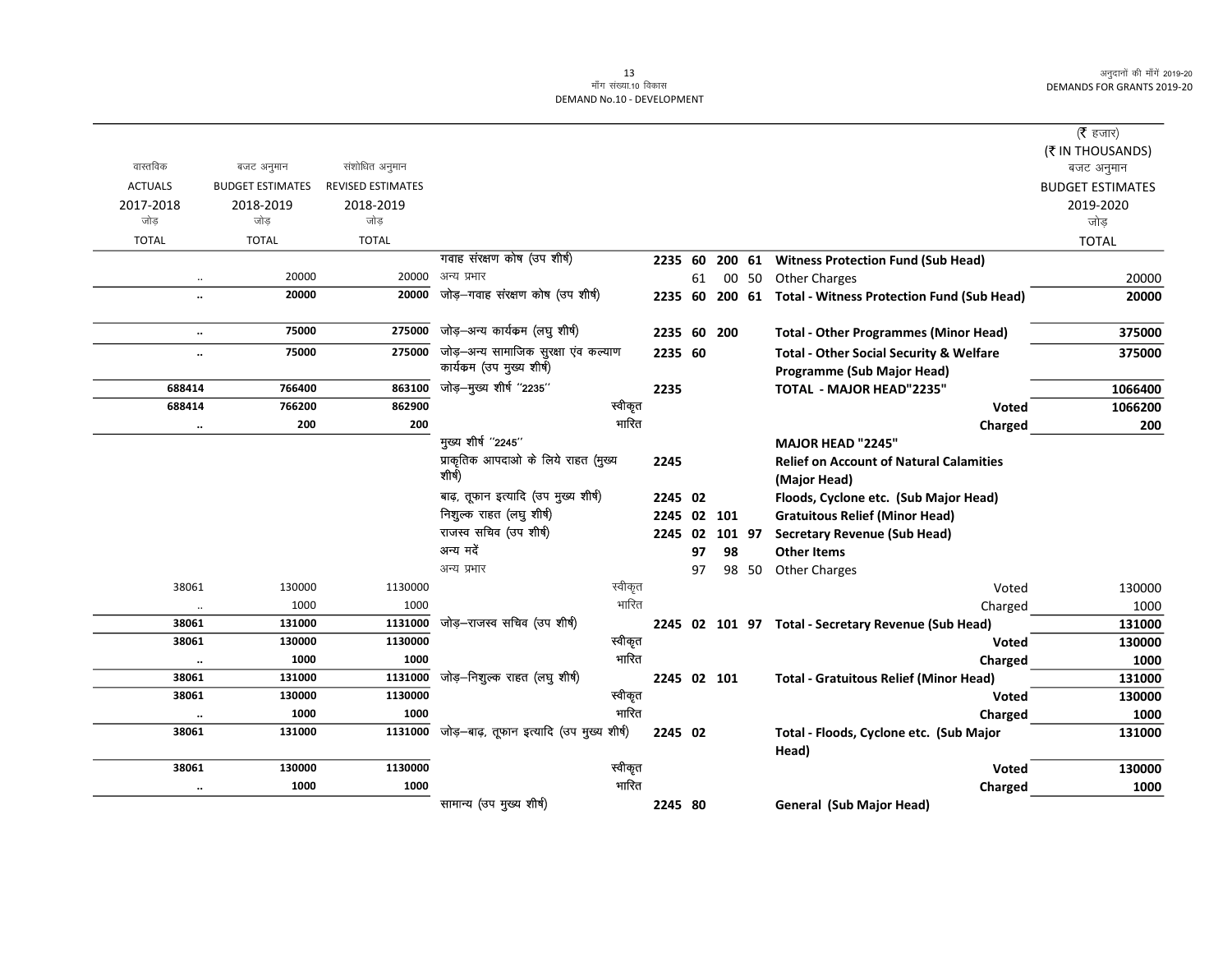| वास्तविक ACTUALS 2017-2018 जोड़ TOTAL | बजट अनुमान BUDGET ESTIMATES 2018-2019 जोड़ TOTAL | संशोधित अनुमान REVISED ESTIMATES 2018-2019 जोड़ TOTAL | | | | | | | (₹ हजार) (₹ IN THOUSANDS) बजट अनुमान BUDGET ESTIMATES 2019-2020 जोड़ TOTAL |
|---|---|---|---|---|---|---|---|---|---|
| | | | गवाह संरक्षण कोष (उप शीर्ष) | 2235 | 60 | 200 | 61 | **Witness Protection Fund (Sub Head)** | |
| .. | 20000 | 20000 | अन्य प्रभार | | 61 | 00 | 50 | Other Charges | 20000 |
| **..** | **20000** | **20000** | जोड़–गवाह संरक्षण कोष (उप शीर्ष) | **2235** | **60** | **200** | **61** | **Total - Witness Protection Fund (Sub Head)** | **20000** |
| **..** | **75000** | **275000** | जोड़–अन्य कार्यक्रम (लघु शीर्ष) | **2235** | **60** | **200** | | **Total - Other Programmes (Minor Head)** | **375000** |
| **..** | **75000** | **275000** | जोड़–अन्य सामाजिक सुरक्षा एंव कल्याण कार्यक्रम (उप मुख्य शीर्ष) | **2235** | **60** | | | **Total - Other Social Security & Welfare Programme (Sub Major Head)** | **375000** |
| **688414** | **766400** | **863100** | जोड़–मुख्य शीर्ष "2235" | **2235** | | | | **TOTAL - MAJOR HEAD"2235"** | **1066400** |
| **688414** | **766200** | **862900** | स्वीकृत | | | | | **Voted** | **1066200** |
| **..** | **200** | **200** | भारित | | | | | **Charged** | **200** |
| | | | मुख्य शीर्ष "2245" | | | | | **MAJOR HEAD "2245"** | |
| | | | प्राकृतिक आपदाओ के लिये राहत (मुख्य शीर्ष) | **2245** | | | | **Relief on Account of Natural Calamities (Major Head)** | |
| | | | बाढ़, तूफान इत्यादि (उप मुख्य शीर्ष) | **2245** | **02** | | | **Floods, Cyclone etc. (Sub Major Head)** | |
| | | | निशुल्क राहत (लघु शीर्ष) | **2245** | **02** | **101** | | **Gratuitous Relief (Minor Head)** | |
| | | | राजस्व सचिव (उप शीर्ष) | **2245** | **02** | **101** | **97** | **Secretary Revenue (Sub Head)** | |
| | | | अन्य मदें | | **97** | **98** | | **Other Items** | |
| | | | अन्य प्रभार | | 97 | 98 | 50 | Other Charges | |
| 38061 | 130000 | 1130000 | स्वीकृत | | | | | Voted | 130000 |
| .. | 1000 | 1000 | भारित | | | | | Charged | 1000 |
| **38061** | **131000** | **1131000** | जोड़–राजस्व सचिव (उप शीर्ष) | **2245** | **02** | **101** | **97** | **Total - Secretary Revenue (Sub Head)** | **131000** |
| **38061** | **130000** | **1130000** | स्वीकृत | | | | | **Voted** | **130000** |
| **..** | **1000** | **1000** | भारित | | | | | **Charged** | **1000** |
| **38061** | **131000** | **1131000** | जोड़–निशुल्क राहत (लघु शीर्ष) | **2245** | **02** | **101** | | **Total - Gratuitous Relief (Minor Head)** | **131000** |
| **38061** | **130000** | **1130000** | स्वीकृत | | | | | **Voted** | **130000** |
| **..** | **1000** | **1000** | भारित | | | | | **Charged** | **1000** |
| **38061** | **131000** | **1131000** | जोड़–बाढ़, तूफान इत्यादि (उप मुख्य शीर्ष) | **2245** | **02** | | | **Total - Floods, Cyclone etc. (Sub Major Head)** | **131000** |
| **38061** | **130000** | **1130000** | स्वीकृत | | | | | **Voted** | **130000** |
| **..** | **1000** | **1000** | भारित | | | | | **Charged** | **1000** |
| | | | सामान्य (उप मुख्य शीर्ष) | **2245** | **80** | | | **General (Sub Major Head)** | |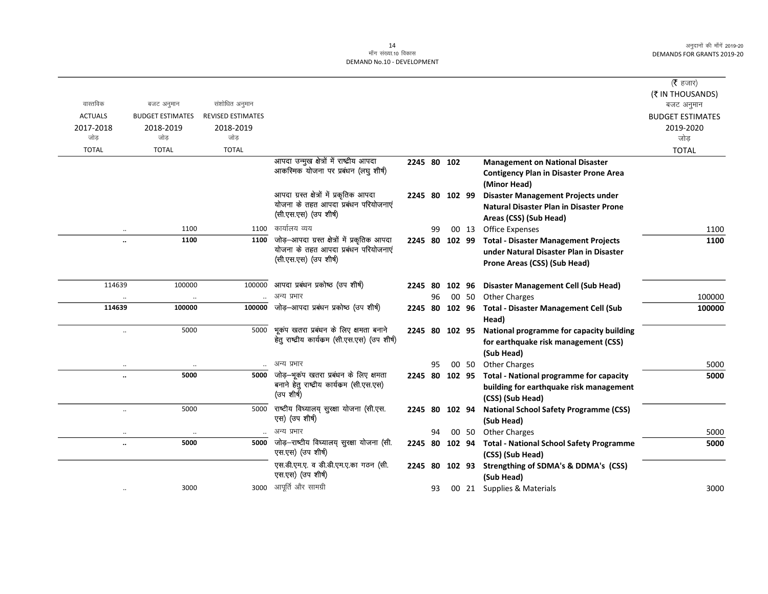माँग संख्या.10 विकास
DEMAND No.10 - DEVELOPMENT

अनुदानों की माँगें 2019-20
DEMANDS FOR GRANTS 2019-20

(₹ हजार)
(₹ IN THOUSANDS)

| वास्तविक ACTUALS 2017-2018 जोड़ TOTAL | बजट अनुमान BUDGET ESTIMATES 2018-2019 जोड़ TOTAL | संशोधित अनुमान REVISED ESTIMATES 2018-2019 जोड़ TOTAL | | | | | | | बजट अनुमान BUDGET ESTIMATES 2019-2020 जोड़ TOTAL |
|---|---|---|---|---|---|---|---|---|---|
| | | | आपदा उन्मुख क्षेत्रों में राष्ट्रीय आपदा आकस्मिक योजना पर प्रबंधन (लघु शीर्ष) | 2245 | 80 | 102 | | **Management on National Disaster Contigency Plan in Disaster Prone Area (Minor Head)** | |
| | | | आपदा ग्रस्त क्षेत्रों में प्रकृतिक आपदा योजना के तहत आपदा प्रबंधन परियोजनाएं (सी.एस.एस) (उप शीर्ष) | 2245 | 80 | 102 | 99 | **Disaster Management Projects under Natural Disaster Plan in Disaster Prone Areas (CSS) (Sub Head)** | |
| .. | 1100 | 1100 | कार्यालय व्यय | | 99 | 00 | 13 | Office Expenses | 1100 |
| **..** | **1100** | **1100** | जोड़–आपदा ग्रस्त क्षेत्रों में प्रकृतिक आपदा योजना के तहत आपदा प्रबंधन परियोजनाएं (सी.एस.एस) (उप शीर्ष) | 2245 | 80 | 102 | 99 | **Total - Disaster Management Projects under Natural Disaster Plan in Disaster Prone Areas (CSS) (Sub Head)** | **1100** |
| 114639 | 100000 | 100000 | आपदा प्रबंधन प्रकोष्ठ (उप शीर्ष) | 2245 | 80 | 102 | 96 | **Disaster Management Cell (Sub Head)** | |
| .. | .. | .. | अन्य प्रभार | | 96 | 00 | 50 | Other Charges | 100000 |
| **114639** | **100000** | **100000** | जोड़–आपदा प्रबंधन प्रकोष्ठ (उप शीर्ष) | 2245 | 80 | 102 | 96 | **Total - Disaster Management Cell (Sub Head)** | **100000** |
| .. | 5000 | 5000 | भूकंप खतरा प्रबंधन के लिए क्षमता बनाने हेतु राष्ट्रीय कार्यक्रम (सी.एस.एस) (उप शीर्ष) | 2245 | 80 | 102 | 95 | **National programme for capacity building for earthquake risk management (CSS) (Sub Head)** | |
| .. | .. | .. | अन्य प्रभार | | 95 | 00 | 50 | Other Charges | 5000 |
| **..** | **5000** | **5000** | जोड़–भूकंप खतरा प्रबंधन के लिए क्षमता बनाने हेतु राष्ट्रीय कार्यक्रम (सी.एस.एस) (उप शीर्ष) | 2245 | 80 | 102 | 95 | **Total - National programme for capacity building for earthquake risk management (CSS) (Sub Head)** | **5000** |
| .. | 5000 | 5000 | राष्ट्रीय विघ्यालय् सुरक्षा योजना (सी.एस.एस) (उप शीर्ष) | 2245 | 80 | 102 | 94 | **National School Safety Programme (CSS) (Sub Head)** | |
| .. | .. | .. | अन्य प्रभार | | 94 | 00 | 50 | Other Charges | 5000 |
| **..** | **5000** | **5000** | जोड़–राष्ट्रीय विघ्यालय् सुरक्षा योजना (सी.एस.एस) (उप शीर्ष) | 2245 | 80 | 102 | 94 | **Total - National School Safety Programme (CSS) (Sub Head)** | **5000** |
| | | | एस.डी.एम.ए. व डी.डी.एम.ए.का गठन (सी.एस.एस) (उप शीर्ष) | 2245 | 80 | 102 | 93 | **Strengthing of SDMA's & DDMA's (CSS) (Sub Head)** | |
| .. | 3000 | 3000 | आपूर्ति और सामग्री | | 93 | 00 | 21 | Supplies & Materials | 3000 |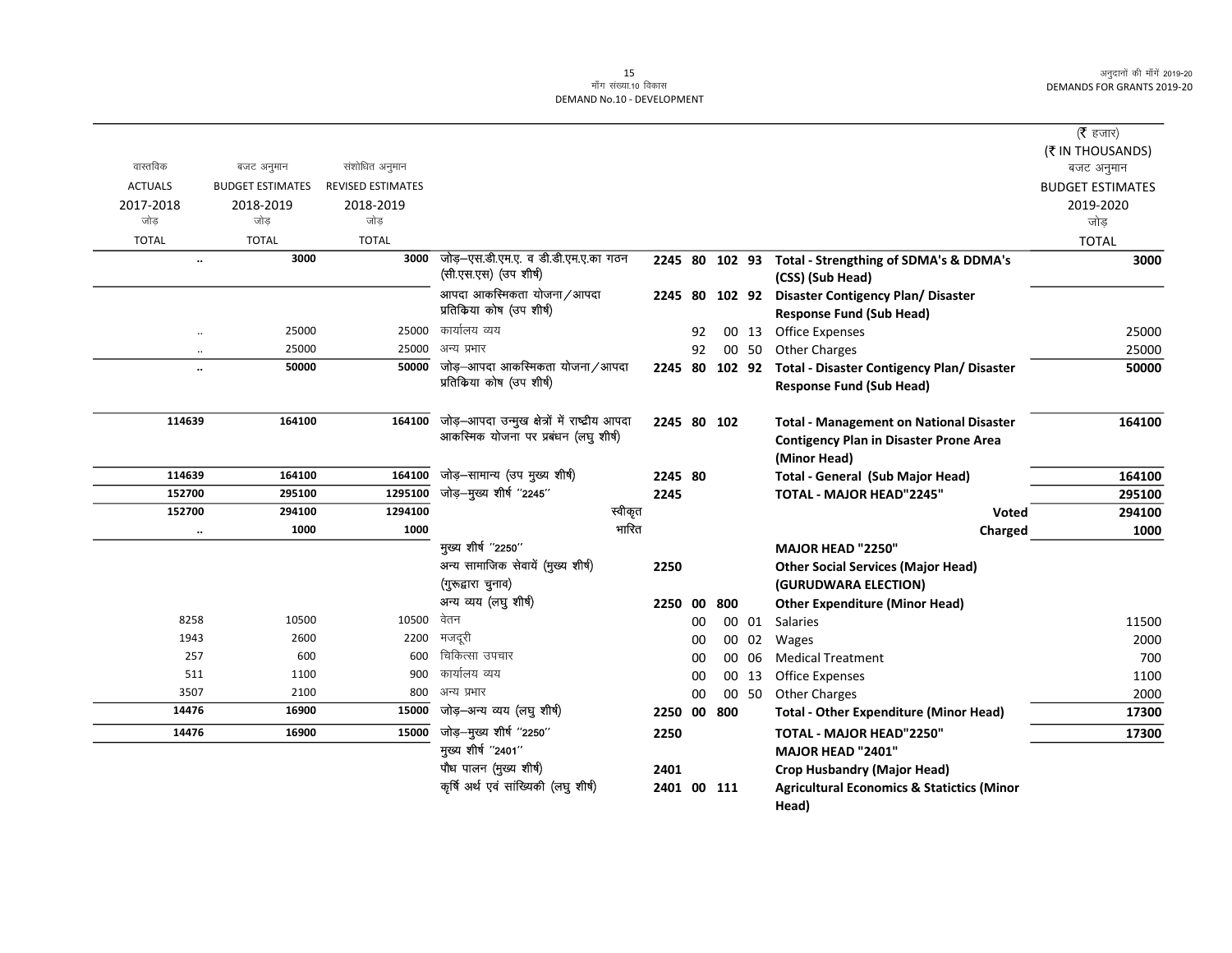मॉंग संख्या.10 विकास
DEMAND No.10 - DEVELOPMENT

| वास्तविक ACTUALS 2017-2018 जोड़ TOTAL | बजट अनुमान BUDGET ESTIMATES 2018-2019 जोड़ TOTAL | संशोधित अनुमान REVISED ESTIMATES 2018-2019 जोड़ TOTAL | | | | (₹ हजार) (₹ IN THOUSANDS) बजट अनुमान BUDGET ESTIMATES 2019-2020 जोड़ TOTAL |
|---|---|---|---|---|---|---|
| .. | 3000 | 3000 | जोड़–एस.डी.एम.ए. व डी.डी.एम.ए.का गठन (सी.एस.एस) (उप शीर्ष) | 2245 80 102 93 | Total - Strengthing of SDMA's & DDMA's (CSS) (Sub Head) | 3000 |
| | | | आपदा आकस्मिकता योजना/आपदा प्रतिकिया कोष (उप शीर्ष) | 2245 80 102 92 | Disaster Contigency Plan/ Disaster Response Fund (Sub Head) | |
| .. | 25000 | 25000 | कार्यालय व्यय | 92 00 13 | Office Expenses | 25000 |
| .. | 25000 | 25000 | अन्य प्रभार | 92 00 50 | Other Charges | 25000 |
| .. | 50000 | 50000 | जोड़–आपदा आकस्मिकता योजना/आपदा प्रतिकिया कोष (उप शीर्ष) | 2245 80 102 92 | Total - Disaster Contigency Plan/ Disaster Response Fund (Sub Head) | 50000 |
| 114639 | 164100 | 164100 | जोड़–आपदा उन्मुख क्षेत्रों में राष्ट्रीय आपदा आकस्मिक योजना पर प्रबंधन (लघु शीर्ष) | 2245 80 102 | Total - Management on National Disaster Contigency Plan in Disaster Prone Area (Minor Head) | 164100 |
| 114639 | 164100 | 164100 | जोड़–सामान्य (उप मुख्य शीर्ष) | 2245 80 | Total - General (Sub Major Head) | 164100 |
| 152700 | 295100 | 1295100 | जोड़–मुख्य शीर्ष "2245" | 2245 | TOTAL - MAJOR HEAD"2245" | 295100 |
| 152700 | 294100 | 1294100 | स्वीकृत | | Voted | 294100 |
| .. | 1000 | 1000 | भारित | | Charged | 1000 |
| | | | मुख्य शीर्ष "2250" | | MAJOR HEAD "2250" | |
| | | | अन्य सामाजिक सेवायें (मुख्य शीर्ष) (गुरूद्वारा चुनाव) | 2250 | Other Social Services (Major Head) (GURUDWARA ELECTION) | |
| | | | अन्य व्यय (लघु शीर्ष) | 2250 00 800 | Other Expenditure (Minor Head) | |
| 8258 | 10500 | 10500 | वेतन | 00 00 01 | Salaries | 11500 |
| 1943 | 2600 | 2200 | मजदूरी | 00 00 02 | Wages | 2000 |
| 257 | 600 | 600 | चिकित्सा उपचार | 00 00 06 | Medical Treatment | 700 |
| 511 | 1100 | 900 | कार्यालय व्यय | 00 00 13 | Office Expenses | 1100 |
| 3507 | 2100 | 800 | अन्य प्रभार | 00 00 50 | Other Charges | 2000 |
| 14476 | 16900 | 15000 | जोड़–अन्य व्यय (लघु शीर्ष) | 2250 00 800 | Total - Other Expenditure (Minor Head) | 17300 |
| 14476 | 16900 | 15000 | जोड़–मुख्य शीर्ष "2250" | 2250 | TOTAL - MAJOR HEAD"2250" | 17300 |
| | | | मुख्य शीर्ष "2401" | | MAJOR HEAD "2401" | |
| | | | पौध पालन (मुख्य शीर्ष) | 2401 | Crop Husbandry (Major Head) | |
| | | | कृषि अर्थ एवं सांख्यिकी (लघु शीर्ष) | 2401 00 111 | Agricultural Economics & Statictics (Minor Head) | |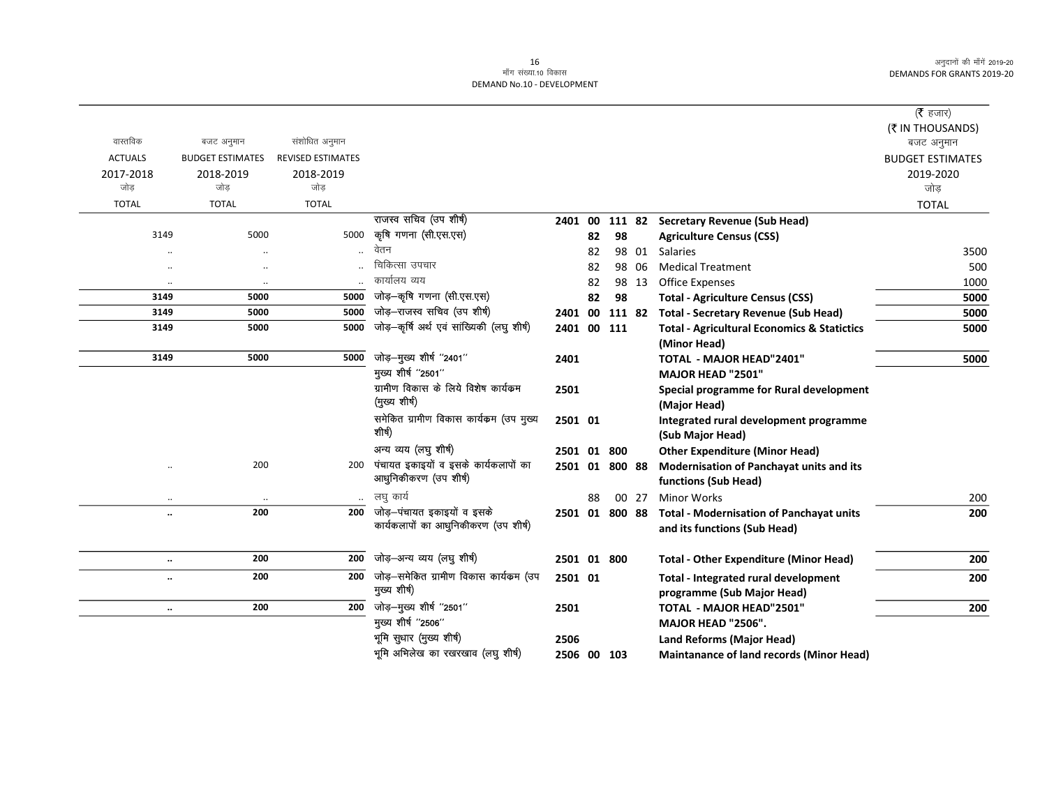माँग संख्या.10 विकास
DEMAND No.10 - DEVELOPMENT

अनुदानों की माँगें 2019-20
DEMANDS FOR GRANTS 2019-20

(₹ हजार)
(₹ IN THOUSANDS)

| वास्तविक ACTUALS 2017-2018 जोड़ TOTAL | बजट अनुमान BUDGET ESTIMATES 2018-2019 जोड़ TOTAL | संशोधित अनुमान REVISED ESTIMATES 2018-2019 जोड़ TOTAL | | | | | | | बजट अनुमान BUDGET ESTIMATES 2019-2020 जोड़ TOTAL |
|---|---|---|---|---|---|---|---|---|---|
| | | | राजस्व सचिव (उप शीर्ष) | 2401 | 00 | 111 | 82 | **Secretary Revenue (Sub Head)** | |
| 3149 | 5000 | 5000 | कृषि गणना (सी.एस.एस) | | 82 | 98 | | **Agriculture Census (CSS)** | |
| .. | .. | .. | वेतन | | 82 | 98 | 01 | Salaries | 3500 |
| .. | .. | .. | चिकित्सा उपचार | | 82 | 98 | 06 | Medical Treatment | 500 |
| .. | .. | .. | कार्यालय व्यय | | 82 | 98 | 13 | Office Expenses | 1000 |
| **3149** | **5000** | **5000** | जोड़–कृषि गणना (सी.एस.एस) | | **82** | **98** | | **Total - Agriculture Census (CSS)** | **5000** |
| **3149** | **5000** | **5000** | जोड़–राजस्व सचिव (उप शीर्ष) | **2401** | **00** | **111** | **82** | **Total - Secretary Revenue (Sub Head)** | **5000** |
| **3149** | **5000** | **5000** | जोड़–कृषि अर्थ एवं सांख्यिकी (लघु शीर्ष) | **2401** | **00** | **111** | | **Total - Agricultural Economics & Statictics (Minor Head)** | **5000** |
| **3149** | **5000** | **5000** | जोड़–मुख्य शीर्ष "2401" | **2401** | | | | **TOTAL - MAJOR HEAD"2401"** | **5000** |
| | | | मुख्य शीर्ष "2501" | | | | | **MAJOR HEAD "2501"** | |
| | | | ग्रामीण विकास के लिये विशेष कार्यक्रम (मुख्य शीर्ष) | **2501** | | | | **Special programme for Rural development (Major Head)** | |
| | | | समेकित ग्रामीण विकास कार्यक्रम (उप मुख्य शीर्ष) | **2501** | **01** | | | **Integrated rural development programme (Sub Major Head)** | |
| | | | अन्य व्यय (लघु शीर्ष) | **2501** | **01** | **800** | | **Other Expenditure (Minor Head)** | |
| .. | 200 | 200 | पंचायत इकाइयों व इसके कार्यकलापों का आधुनिकीकरण (उप शीर्ष) | **2501** | **01** | **800** | **88** | **Modernisation of Panchayat units and its functions (Sub Head)** | |
| .. | .. | .. | लघु कार्य | | 88 | 00 | 27 | Minor Works | 200 |
| **..** | **200** | **200** | जोड़–पंचायत इकाइयों व इसके कार्यकलापों का आधुनिकीकरण (उप शीर्ष) | **2501** | **01** | **800** | **88** | **Total - Modernisation of Panchayat units and its functions (Sub Head)** | **200** |
| **..** | **200** | **200** | जोड़–अन्य व्यय (लघु शीर्ष) | **2501** | **01** | **800** | | **Total - Other Expenditure (Minor Head)** | **200** |
| **..** | **200** | **200** | जोड़–समेकित ग्रामीण विकास कार्यक्रम (उप मुख्य शीर्ष) | **2501** | **01** | | | **Total - Integrated rural development programme (Sub Major Head)** | **200** |
| **..** | **200** | **200** | जोड़–मुख्य शीर्ष "2501" | **2501** | | | | **TOTAL - MAJOR HEAD"2501"** | **200** |
| | | | मुख्य शीर्ष "2506" | | | | | **MAJOR HEAD "2506".** | |
| | | | भूमि सुधार (मुख्य शीर्ष) | **2506** | | | | **Land Reforms (Major Head)** | |
| | | | भूमि अभिलेख का रखरखाव (लघु शीर्ष) | **2506** | **00** | **103** | | **Maintanance of land records (Minor Head)** | |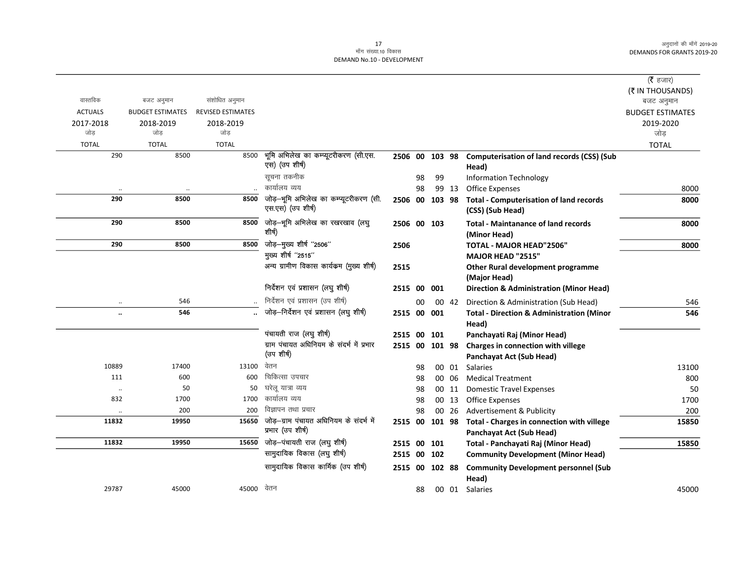मॉंग संख्या.10 विकास
DEMAND No.10 - DEVELOPMENT

| वास्तविक ACTUALS 2017-2018 जोड़ TOTAL | बजट अनुमान BUDGET ESTIMATES 2018-2019 जोड़ TOTAL | संशोधित अनुमान REVISED ESTIMATES 2018-2019 जोड़ TOTAL | | | | | | | (₹ हजार) (₹ IN THOUSANDS) बजट अनुमान BUDGET ESTIMATES 2019-2020 जोड़ TOTAL |
|---|---|---|---|---|---|---|---|---|---|
| 290 | 8500 | 8500 | भूमि अभिलेख का कम्प्यूटरीकरण (सी.एस.एस) (उप शीर्ष) | 2506 | 00 | 103 | 98 | Computerisation of land records (CSS) (Sub Head) | |
| | | | सूचना तकनीक | | 98 | 99 | | Information Technology | |
| .. | .. | .. | कार्यालय व्यय | | 98 | 99 | 13 | Office Expenses | 8000 |
| **290** | **8500** | **8500** | जोड़–भूमि अभिलेख का कम्प्यूटरीकरण (सी.एस.एस) (उप शीर्ष) | 2506 | 00 | 103 | 98 | **Total - Computerisation of land records (CSS) (Sub Head)** | **8000** |
| **290** | **8500** | **8500** | जोड़–भूमि अभिलेख का रखरखाव (लघु शीर्ष) | 2506 | 00 | 103 | | **Total - Maintanance of land records (Minor Head)** | **8000** |
| **290** | **8500** | **8500** | जोड़–मुख्य शीर्ष "2506" | 2506 | | | | **TOTAL - MAJOR HEAD"2506"** | **8000** |
| | | | मुख्य शीर्ष "2515" | | | | | **MAJOR HEAD "2515"** | |
| | | | अन्य ग्रामीण विकास कार्यक्रम (मुख्य शीर्ष) | 2515 | | | | **Other Rural development programme (Major Head)** | |
| | | | निर्देशन एवं प्रशासन (लघु शीर्ष) | 2515 | 00 | 001 | | **Direction & Administration (Minor Head)** | |
| .. | 546 | .. | निर्देशन एवं प्रशासन (उप शीर्ष) | | 00 | 00 | 42 | Direction & Administration (Sub Head) | 546 |
| **..** | **546** | **..** | जोड़–निर्देशन एवं प्रशासन (लघु शीर्ष) | 2515 | 00 | 001 | | **Total - Direction & Administration (Minor Head)** | **546** |
| | | | पंचायती राज (लघु शीर्ष) | 2515 | 00 | 101 | | **Panchayati Raj (Minor Head)** | |
| | | | ग्राम पंचायत अधिनियम के संदर्भ में प्रभार (उप शीर्ष) | 2515 | 00 | 101 | 98 | **Charges in connection with villege Panchayat Act (Sub Head)** | |
| 10889 | 17400 | 13100 | वेतन | | 98 | 00 | 01 | Salaries | 13100 |
| 111 | 600 | 600 | चिकित्सा उपचार | | 98 | 00 | 06 | Medical Treatment | 800 |
| .. | 50 | 50 | घरेलू यात्रा व्यय | | 98 | 00 | 11 | Domestic Travel Expenses | 50 |
| 832 | 1700 | 1700 | कार्यालय व्यय | | 98 | 00 | 13 | Office Expenses | 1700 |
| .. | 200 | 200 | विज्ञापन तथा प्रचार | | 98 | 00 | 26 | Advertisement & Publicity | 200 |
| **11832** | **19950** | **15650** | जोड़–ग्राम पंचायत अधिनियम के संदर्भ में प्रभार (उप शीर्ष) | 2515 | 00 | 101 | 98 | **Total - Charges in connection with villege Panchayat Act (Sub Head)** | **15850** |
| **11832** | **19950** | **15650** | जोड़–पंचायती राज (लघु शीर्ष) | 2515 | 00 | 101 | | **Total - Panchayati Raj (Minor Head)** | **15850** |
| | | | सामुदायिक विकास (लघु शीर्ष) | 2515 | 00 | 102 | | **Community Development (Minor Head)** | |
| | | | सामुदायिक विकास कार्मिक (उप शीर्ष) | 2515 | 00 | 102 | 88 | **Community Development personnel (Sub Head)** | |
| 29787 | 45000 | 45000 | वेतन | | 88 | 00 | 01 | Salaries | 45000 |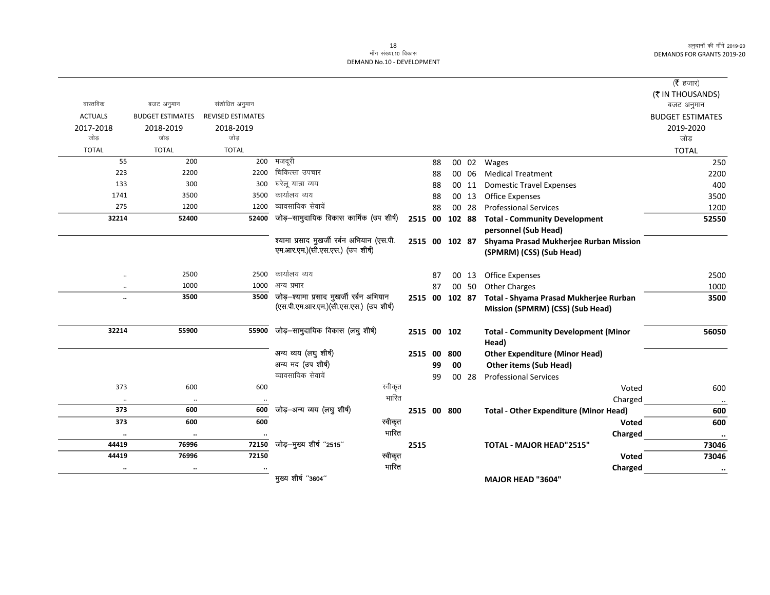मॉंग संख्या.10 विकास
DEMAND No.10 - DEVELOPMENT

| वास्तविक ACTUALS 2017-2018 जोड़ TOTAL | बजट अनुमान BUDGET ESTIMATES 2018-2019 जोड़ TOTAL | संशोधित अनुमान REVISED ESTIMATES 2018-2019 जोड़ TOTAL | | | | | | | (₹ हजार) (₹ IN THOUSANDS) बजट अनुमान BUDGET ESTIMATES 2019-2020 जोड़ TOTAL |
|---|---|---|---|---|---|---|---|---|---|
| 55 | 200 | 200 | मजदूरी | | 88 | 00 | 02 | Wages | 250 |
| 223 | 2200 | 2200 | चिकित्सा उपचार | | 88 | 00 | 06 | Medical Treatment | 2200 |
| 133 | 300 | 300 | घरेलू यात्रा व्यय | | 88 | 00 | 11 | Domestic Travel Expenses | 400 |
| 1741 | 3500 | 3500 | कार्यालय व्यय | | 88 | 00 | 13 | Office Expenses | 3500 |
| 275 | 1200 | 1200 | व्यावसायिक सेवायें | | 88 | 00 | 28 | Professional Services | 1200 |
| **32214** | **52400** | **52400** | **जोड़–सामुदायिक विकास कार्मिक (उप शीर्ष)** | **2515** | **00** | **102** | **88** | **Total - Community Development personnel (Sub Head)** | **52550** |
| | | | **श्यामा प्रसाद मुखर्जी रर्बन अभियान (एस.पी.एम.आर.एम.)(सी.एस.एस.) (उप शीर्ष)** | **2515** | **00** | **102** | **87** | **Shyama Prasad Mukherjee Rurban Mission (SPMRM) (CSS) (Sub Head)** | |
| .. | 2500 | 2500 | कार्यालय व्यय | | 87 | 00 | 13 | Office Expenses | 2500 |
| .. | 1000 | 1000 | अन्य प्रभार | | 87 | 00 | 50 | Other Charges | 1000 |
| **..** | **3500** | **3500** | **जोड़–श्यामा प्रसाद मुखर्जी रर्बन अभियान (एस.पी.एम.आर.एम.)(सी.एस.एस.) (उप शीर्ष)** | **2515** | **00** | **102** | **87** | **Total - Shyama Prasad Mukherjee Rurban Mission (SPMRM) (CSS) (Sub Head)** | **3500** |
| **32214** | **55900** | **55900** | **जोड़–सामुदायिक विकास (लघु शीर्ष)** | **2515** | **00** | **102** | | **Total - Community Development (Minor Head)** | **56050** |
| | | | **अन्य व्यय (लघु शीर्ष)** | **2515** | **00** | **800** | | **Other Expenditure (Minor Head)** | |
| | | | **अन्य मद (उप शीर्ष)** | | **99** | **00** | | **Other items (Sub Head)** | |
| | | | व्यावसायिक सेवायें | | 99 | 00 | 28 | Professional Services | |
| 373 | 600 | 600 | स्वीकृत | | | | | Voted | 600 |
| .. | .. | .. | भारित | | | | | Charged | .. |
| **373** | **600** | **600** | **जोड़–अन्य व्यय (लघु शीर्ष)** | **2515** | **00** | **800** | | **Total - Other Expenditure (Minor Head)** | **600** |
| **373** | **600** | **600** | **स्वीकृत** | | | | | **Voted** | **600** |
| **..** | **..** | **..** | **भारित** | | | | | **Charged** | **..** |
| **44419** | **76996** | **72150** | **जोड़–मुख्य शीर्ष ''2515''** | **2515** | | | | **TOTAL - MAJOR HEAD"2515"** | **73046** |
| **44419** | **76996** | **72150** | **स्वीकृत** | | | | | **Voted** | **73046** |
| **..** | **..** | **..** | **भारित** | | | | | **Charged** | **..** |
| | | | **मुख्य शीर्ष ''3604''** | | | | | **MAJOR HEAD "3604"** | |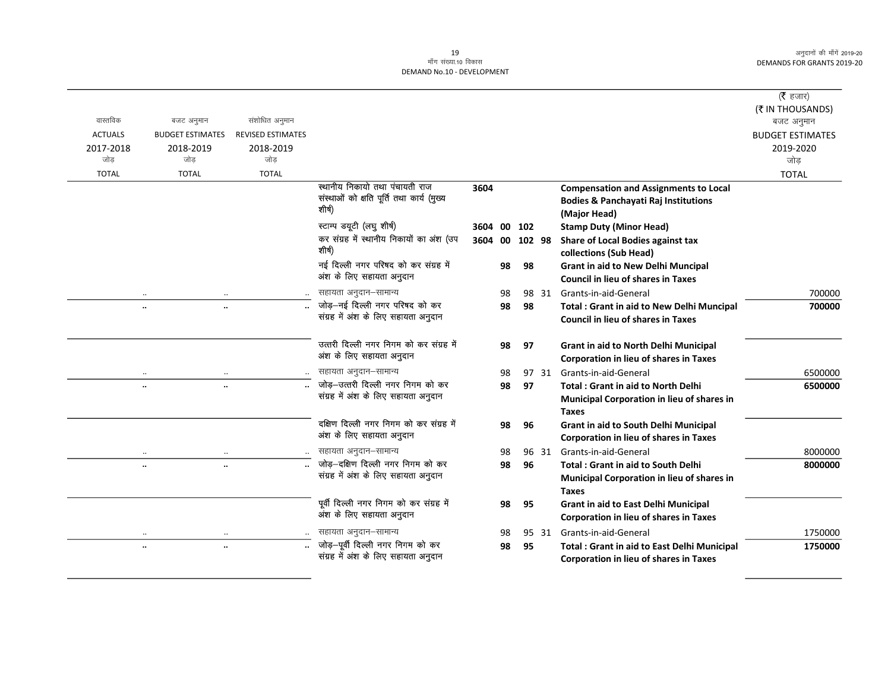माँग संख्या.10 विकास
DEMAND No.10 - DEVELOPMENT

(₹ हजार)
(₹ IN THOUSANDS)

| वास्तविक ACTUALS 2017-2018 जोड़ TOTAL | बजट अनुमान BUDGET ESTIMATES 2018-2019 जोड़ TOTAL | संशोधित अनुमान REVISED ESTIMATES 2018-2019 जोड़ TOTAL | | | | | | | बजट अनुमान BUDGET ESTIMATES 2019-2020 जोड़ TOTAL |
|---|---|---|---|---|---|---|---|---|---|
| | | | स्थानीय निकायो तथा पंचायती राज संस्थाओं को क्षति पूर्ति तथा कार्य (मुख्य शीर्ष) | 3604 | | | | **Compensation and Assignments to Local Bodies & Panchayati Raj Institutions (Major Head)** | |
| | | | स्टाम्प डयूटी (लघु शीर्ष) | 3604 | 00 | 102 | | **Stamp Duty (Minor Head)** | |
| | | | कर संग्रह में स्थानीय निकायों का अंश (उप शीर्ष) | 3604 | 00 | 102 | 98 | **Share of Local Bodies against tax collections (Sub Head)** | |
| | | | नई दिल्ली नगर परिषद को कर संग्रह में अंश के लिए सहायता अनुदान | | 98 | 98 | | **Grant in aid to New Delhi Muncipal Council in lieu of shares in Taxes** | |
| .. | .. | .. | सहायता अनुदान–सामान्य | | 98 | 98 | 31 | Grants-in-aid-General | 700000 |
| .. | .. | .. | जोड़–नई दिल्ली नगर परिषद को कर संग्रह में अंश के लिए सहायता अनुदान | | 98 | 98 | | **Total : Grant in aid to New Delhi Muncipal Council in lieu of shares in Taxes** | **700000** |
| | | | उत्तरी दिल्ली नगर निगम को कर संग्रह में अंश के लिए सहायता अनुदान | | 98 | 97 | | **Grant in aid to North Delhi Municipal Corporation in lieu of shares in Taxes** | |
| .. | .. | .. | सहायता अनुदान–सामान्य | | 98 | 97 | 31 | Grants-in-aid-General | 6500000 |
| .. | .. | .. | जोड़–उत्तरी दिल्ली नगर निगम को कर संग्रह में अंश के लिए सहायता अनुदान | | 98 | 97 | | **Total : Grant in aid to North Delhi Municipal Corporation in lieu of shares in Taxes** | **6500000** |
| | | | दक्षिण दिल्ली नगर निगम को कर संग्रह में अंश के लिए सहायता अनुदान | | 98 | 96 | | **Grant in aid to South Delhi Municipal Corporation in lieu of shares in Taxes** | |
| .. | .. | .. | सहायता अनुदान–सामान्य | | 98 | 96 | 31 | Grants-in-aid-General | 8000000 |
| .. | .. | .. | जोड़–दक्षिण दिल्ली नगर निगम को कर संग्रह में अंश के लिए सहायता अनुदान | | 98 | 96 | | **Total : Grant in aid to South Delhi Municipal Corporation in lieu of shares in Taxes** | **8000000** |
| | | | पूर्वी दिल्ली नगर निगम को कर संग्रह में अंश के लिए सहायता अनुदान | | 98 | 95 | | **Grant in aid to East Delhi Municipal Corporation in lieu of shares in Taxes** | |
| .. | .. | .. | सहायता अनुदान–सामान्य | | 98 | 95 | 31 | Grants-in-aid-General | 1750000 |
| .. | .. | .. | जोड़–पूर्वी दिल्ली नगर निगम को कर संग्रह में अंश के लिए सहायता अनुदान | | 98 | 95 | | **Total : Grant in aid to East Delhi Municipal Corporation in lieu of shares in Taxes** | **1750000** |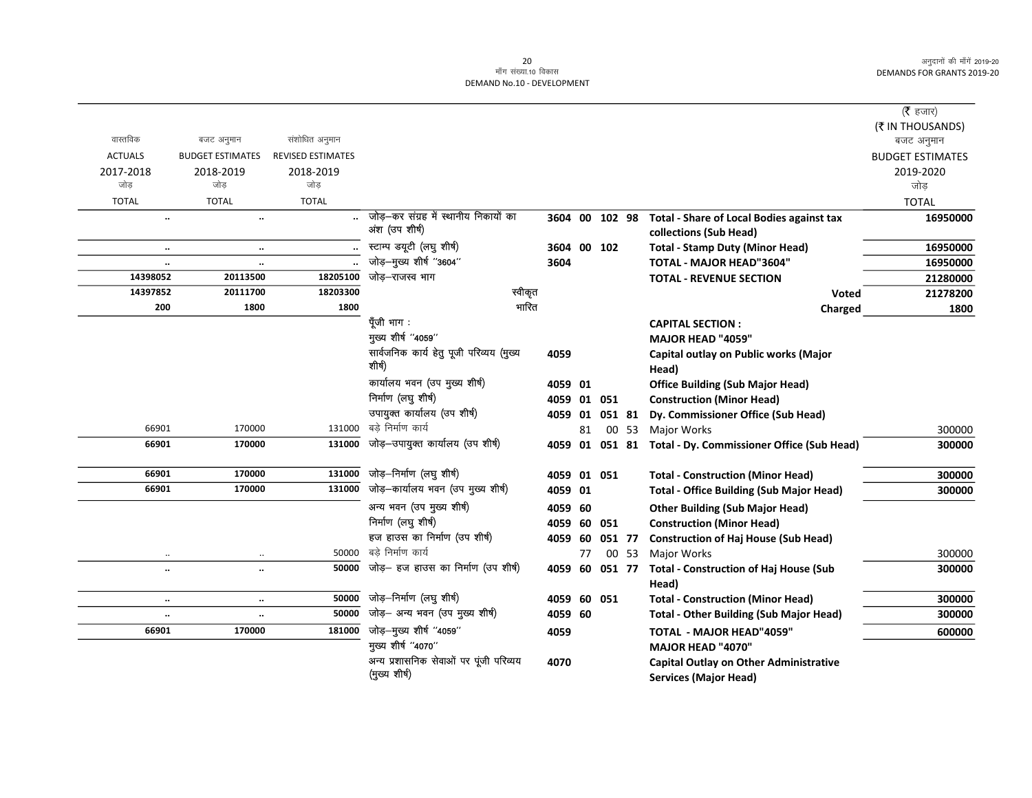माँग संख्या.10 विकास
DEMAND No.10 - DEVELOPMENT

अनुदानों की माँगें 2019-20
DEMANDS FOR GRANTS 2019-20

(₹ हजार)
(₹ IN THOUSANDS)

| वास्तविक ACTUALS 2017-2018 जोड़ TOTAL | बजट अनुमान BUDGET ESTIMATES 2018-2019 जोड़ TOTAL | संशोधित अनुमान REVISED ESTIMATES 2018-2019 जोड़ TOTAL | | | | | | | बजट अनुमान BUDGET ESTIMATES 2019-2020 जोड़ TOTAL |
|---|---|---|---|---|---|---|---|---|---|
| .. | .. | .. | जोड़–कर संग्रह में स्थानीय निकायों का अंश (उप शीर्ष) | 3604 | 00 | 102 | 98 | Total - Share of Local Bodies against tax collections (Sub Head) | 16950000 |
| .. | .. | .. | स्टाम्प डयूटी (लघु शीर्ष) | 3604 | 00 | 102 | | Total - Stamp Duty (Minor Head) | 16950000 |
| .. | .. | .. | जोड़–मुख्य शीर्ष "3604" | 3604 | | | | TOTAL - MAJOR HEAD"3604" | 16950000 |
| 14398052 | 20113500 | 18205100 | जोड़–राजस्व भाग | | | | | TOTAL - REVENUE SECTION | 21280000 |
| 14397852 | 20111700 | 18203300 | स्वीकृत | | | | | Voted | 21278200 |
| 200 | 1800 | 1800 | भारित | | | | | Charged | 1800 |
| | | | पूँजी भाग : | | | | | CAPITAL SECTION : | |
| | | | मुख्य शीर्ष "4059" | | | | | MAJOR HEAD "4059" | |
| | | | सार्वजनिक कार्य हेतु पूजी परिव्यय (मुख्य शीर्ष) | 4059 | | | | Capital outlay on Public works (Major Head) | |
| | | | कार्यालय भवन (उप मुख्य शीर्ष) | 4059 | 01 | | | Office Building (Sub Major Head) | |
| | | | निर्माण (लघु शीर्ष) | 4059 | 01 | 051 | | Construction (Minor Head) | |
| | | | उपायुक्त कार्यालय (उप शीर्ष) | 4059 | 01 | 051 | 81 | Dy. Commissioner Office (Sub Head) | |
| 66901 | 170000 | 131000 | बड़े निर्माण कार्य | | 81 | 00 | 53 | Major Works | 300000 |
| 66901 | 170000 | 131000 | जोड़–उपायुक्त कार्यालय (उप शीर्ष) | 4059 | 01 | 051 | 81 | Total - Dy. Commissioner Office (Sub Head) | 300000 |
| 66901 | 170000 | 131000 | जोड़–निर्माण (लघु शीर्ष) | 4059 | 01 | 051 | | Total - Construction (Minor Head) | 300000 |
| 66901 | 170000 | 131000 | जोड़–कार्यालय भवन (उप मुख्य शीर्ष) | 4059 | 01 | | | Total - Office Building (Sub Major Head) | 300000 |
| | | | अन्य भवन (उप मुख्य शीर्ष) | 4059 | 60 | | | Other Building (Sub Major Head) | |
| | | | निर्माण (लघु शीर्ष) | 4059 | 60 | 051 | | Construction (Minor Head) | |
| | | | हज हाउस का निर्माण (उप शीर्ष) | 4059 | 60 | 051 | 77 | Construction of Haj House (Sub Head) | |
| .. | .. | 50000 | बड़े निर्माण कार्य | | 77 | 00 | 53 | Major Works | 300000 |
| .. | .. | 50000 | जोड़– हज हाउस का निर्माण (उप शीर्ष) | 4059 | 60 | 051 | 77 | Total - Construction of Haj House (Sub Head) | 300000 |
| .. | .. | 50000 | जोड़–निर्माण (लघु शीर्ष) | 4059 | 60 | 051 | | Total - Construction (Minor Head) | 300000 |
| .. | .. | 50000 | जोड़– अन्य भवन (उप मुख्य शीर्ष) | 4059 | 60 | | | Total - Other Building (Sub Major Head) | 300000 |
| 66901 | 170000 | 181000 | जोड़–मुख्य शीर्ष "4059" | 4059 | | | | TOTAL - MAJOR HEAD"4059" | 600000 |
| | | | मुख्य शीर्ष "4070" | | | | | MAJOR HEAD "4070" | |
| | | | अन्य प्रशासनिक सेवाओं पर पूंजी परिव्यय (मुख्य शीर्ष) | 4070 | | | | Capital Outlay on Other Administrative Services (Major Head) | |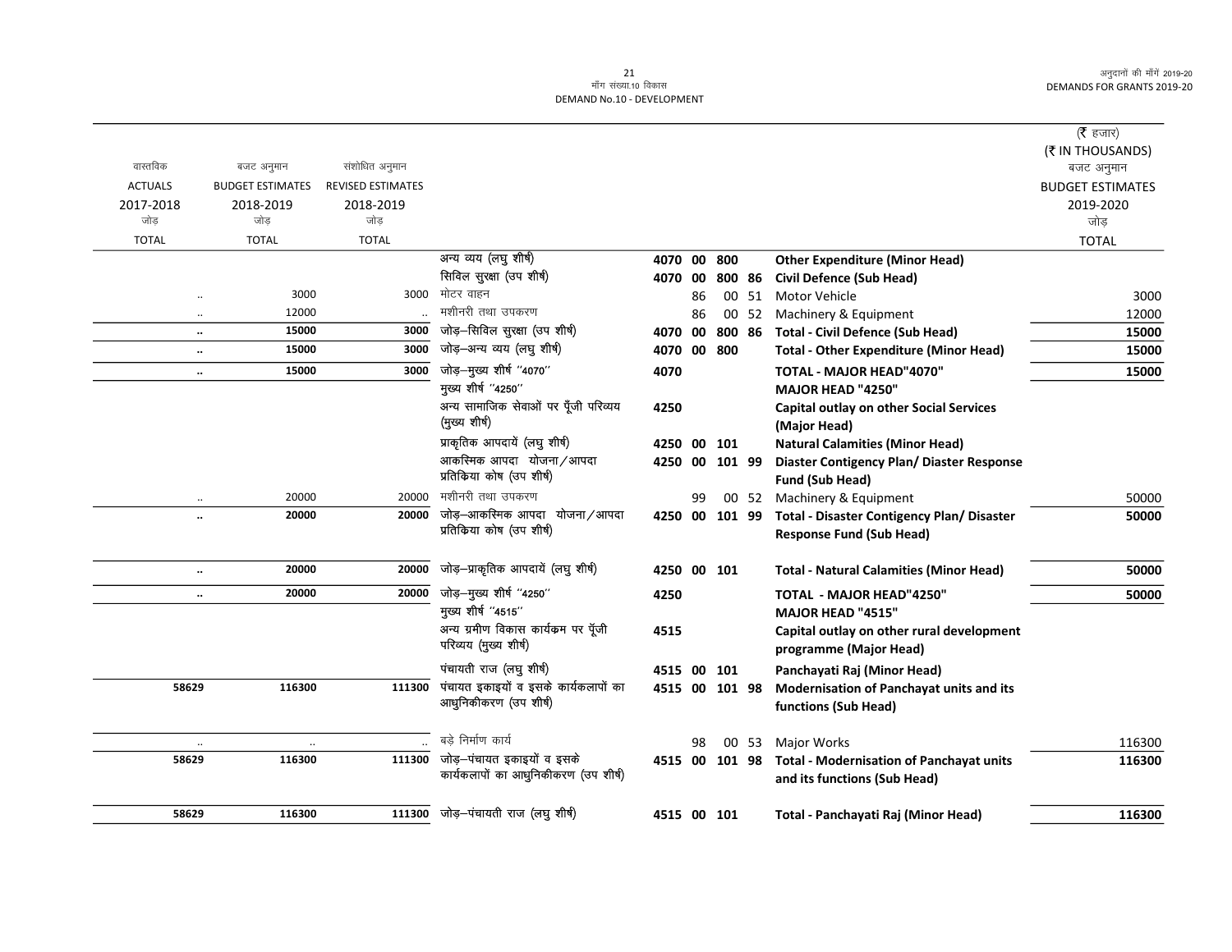मॉंग संख्या.10 विकास
DEMAND No.10 - DEVELOPMENT

| वास्तविक ACTUALS 2017-2018 जोड़ TOTAL | बजट अनुमान BUDGET ESTIMATES 2018-2019 जोड़ TOTAL | संशोधित अनुमान REVISED ESTIMATES 2018-2019 जोड़ TOTAL | | | | | | | (₹ हजार) (₹ IN THOUSANDS) बजट अनुमान BUDGET ESTIMATES 2019-2020 जोड़ TOTAL |
|---|---|---|---|---|---|---|---|---|---|
| | | | अन्य व्यय (लघु शीर्ष) | 4070 | 00 | 800 | | Other Expenditure (Minor Head) | |
| | | | सिविल सुरक्षा (उप शीर्ष) | 4070 | 00 | 800 | 86 | Civil Defence (Sub Head) | |
| .. | 3000 | 3000 | मोटर वाहन | | 86 | 00 | 51 | Motor Vehicle | 3000 |
| .. | 12000 | .. | मशीनरी तथा उपकरण | | 86 | 00 | 52 | Machinery & Equipment | 12000 |
| **..** | **15000** | **3000** | जोड़–सिविल सुरक्षा (उप शीर्ष) | **4070** | **00** | **800** | **86** | **Total - Civil Defence (Sub Head)** | **15000** |
| **..** | **15000** | **3000** | जोड़–अन्य व्यय (लघु शीर्ष) | **4070** | **00** | **800** | | **Total - Other Expenditure (Minor Head)** | **15000** |
| **..** | **15000** | **3000** | जोड़–मुख्य शीर्ष "4070" | **4070** | | | | **TOTAL - MAJOR HEAD"4070"** | **15000** |
| | | | मुख्य शीर्ष "4250" | | | | | **MAJOR HEAD "4250"** | |
| | | | अन्य सामाजिक सेवाओं पर पूँजी परिव्यय (मुख्य शीर्ष) | 4250 | | | | Capital outlay on other Social Services (Major Head) | |
| | | | प्राकृतिक आपदायें (लघु शीर्ष) | 4250 | 00 | 101 | | Natural Calamities (Minor Head) | |
| | | | आकस्मिक आपदा योजना/आपदा प्रतिक्रिया कोष (उप शीर्ष) | 4250 | 00 | 101 | 99 | Diaster Contigency Plan/ Diaster Response Fund (Sub Head) | |
| .. | 20000 | 20000 | मशीनरी तथा उपकरण | | 99 | 00 | 52 | Machinery & Equipment | 50000 |
| **..** | **20000** | **20000** | जोड़–आकस्मिक आपदा योजना/आपदा प्रतिक्रिया कोष (उप शीर्ष) | **4250** | **00** | **101** | **99** | **Total - Disaster Contigency Plan/ Disaster Response Fund (Sub Head)** | **50000** |
| **..** | **20000** | **20000** | जोड़–प्राकृतिक आपदायें (लघु शीर्ष) | **4250** | **00** | **101** | | **Total - Natural Calamities (Minor Head)** | **50000** |
| **..** | **20000** | **20000** | जोड़–मुख्य शीर्ष "4250" | **4250** | | | | **TOTAL - MAJOR HEAD"4250"** | **50000** |
| | | | मुख्य शीर्ष "4515" | | | | | **MAJOR HEAD "4515"** | |
| | | | अन्य ग्रमीण विकास कार्यक्रम पर पूँजी परिव्यय (मुख्य शीर्ष) | 4515 | | | | Capital outlay on other rural development programme (Major Head) | |
| | | | पंचायती राज (लघु शीर्ष) | 4515 | 00 | 101 | | Panchayati Raj (Minor Head) | |
| 58629 | 116300 | 111300 | पंचायत इकाइयों व इसके कार्यकलापों का आधुनिकीकरण (उप शीर्ष) | 4515 | 00 | 101 | 98 | Modernisation of Panchayat units and its functions (Sub Head) | |
| .. | .. | .. | बड़े निर्माण कार्य | | 98 | 00 | 53 | Major Works | 116300 |
| **58629** | **116300** | **111300** | जोड़–पंचायत इकाइयों व इसके कार्यकलापों का आधुनिकीकरण (उप शीर्ष) | **4515** | **00** | **101** | **98** | **Total - Modernisation of Panchayat units and its functions (Sub Head)** | **116300** |
| **58629** | **116300** | **111300** | जोड़–पंचायती राज (लघु शीर्ष) | **4515** | **00** | **101** | | **Total - Panchayati Raj (Minor Head)** | **116300** |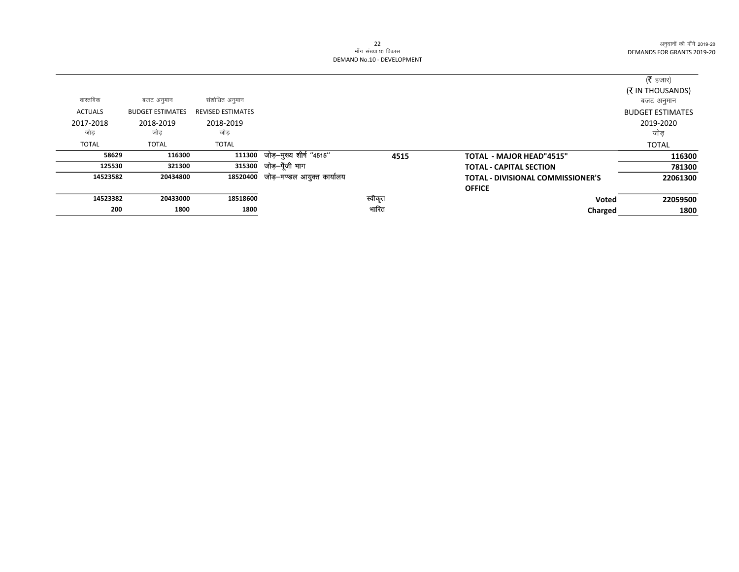माँग संख्या.10 विकास
DEMAND No.10 - DEVELOPMENT

| वास्तविक ACTUALS 2017-2018 जोड़ TOTAL | बजट अनुमान BUDGET ESTIMATES 2018-2019 जोड़ TOTAL | संशोधित अनुमान REVISED ESTIMATES 2018-2019 जोड़ TOTAL | | | | (₹ हजार) (₹ IN THOUSANDS) बजट अनुमान BUDGET ESTIMATES 2019-2020 जोड़ TOTAL |
|---|---|---|---|---|---|---|
| 58629 | 116300 | 111300 | जोड़–मुख्य शीर्ष ''4515'' | 4515 | **TOTAL - MAJOR HEAD"4515"** | **116300** |
| 125530 | 321300 | 315300 | जोड़–पूँजी भाग | | **TOTAL - CAPITAL SECTION** | **781300** |
| 14523582 | 20434800 | 18520400 | जोड़–मण्डल आयुक्त कार्यालय | | **TOTAL - DIVISIONAL COMMISSIONER'S OFFICE** | **22061300** |
| 14523382 | 20433000 | 18518600 | | स्वीकृत | **Voted** | **22059500** |
| 200 | 1800 | 1800 | | भारित | **Charged** | **1800** |